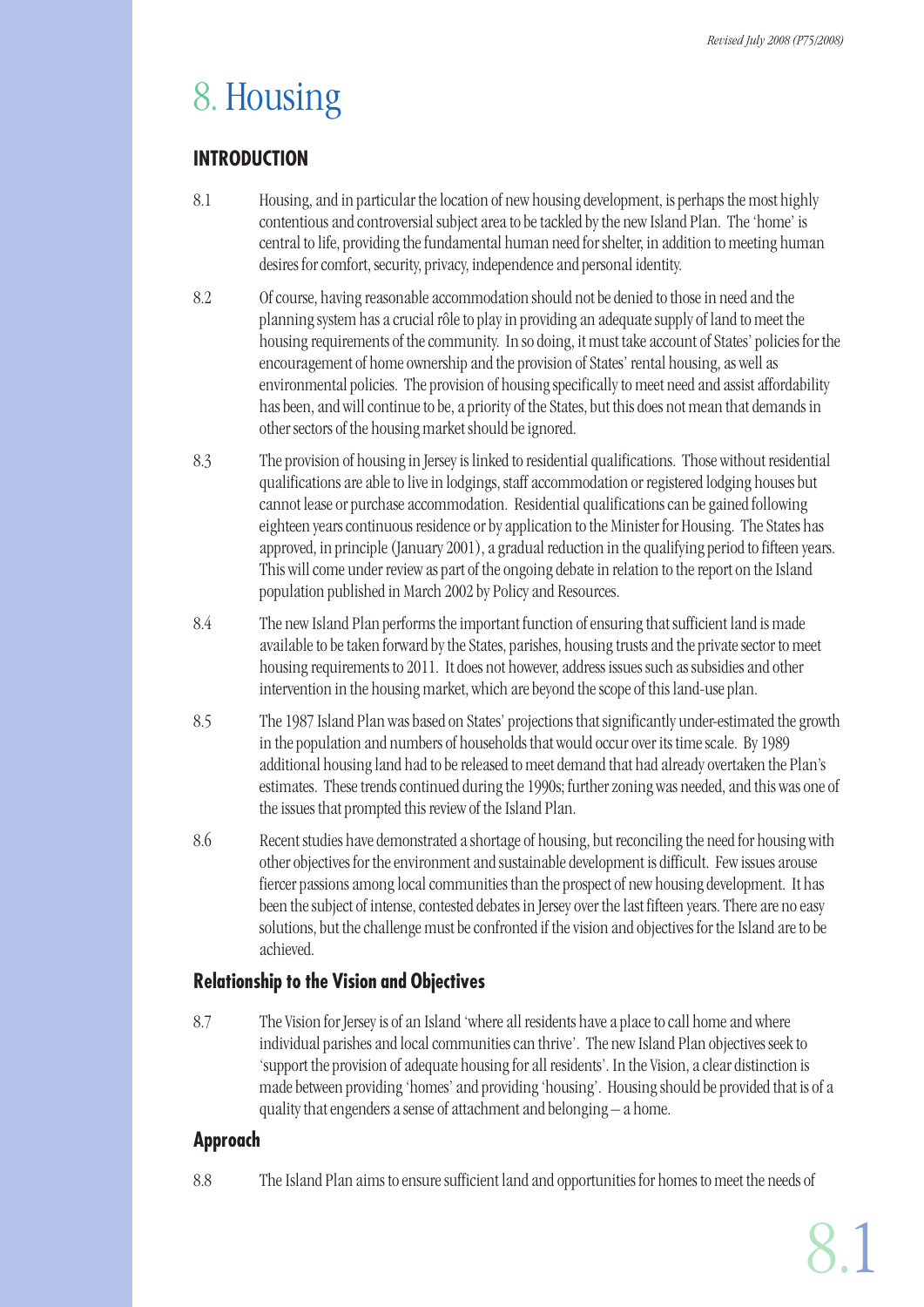# 8. Housing

## INTRODUCTION

8.1 Housing, and in particular the location of new housing development, is perhaps the most highly contentious and controversial subject area to be tackled by the new Island Plan. The 'home' is central to life, providing the fundamental human need for shelter, in addition to meeting human desires for comfort, security, privacy, independence and personal identity.

8.2 Of course, having reasonable accommodation should not be denied to those in need and the planning system has a crucial rôle to play in providing an adequate supply of land to meet the housing requirements of the community. In so doing, it must take account of States' policies for the encouragement of home ownership and the provision of States' rental housing, as well as environmental policies. The provision of housing specifically to meet need and assist affordability has been, and will continue to be, a priority of the States, but this does not mean that demands in other sectors of the housing market should be ignored.

8.3 The provision of housing in Jersey is linked to residential qualifications. Those without residential qualifications are able to live in lodgings, staff accommodation or registered lodging houses but cannot lease or purchase accommodation. Residential qualifications can be gained following eighteen years continuous residence or by application to the Minister for Housing. The States has approved, in principle (January 2001), a gradual reduction in the qualifying period to fifteen years. This will come under review as part of the ongoing debate in relation to the report on the Island population published in March 2002 by Policy and Resources.

8.4 The new Island Plan performs the important function of ensuring that sufficient land is made available to be taken forward by the States, parishes, housing trusts and the private sector to meet housing requirements to 2011. It does not however, address issues such as subsidies and other intervention in the housing market, which are beyond the scope of this land-use plan.

8.5 The 1987 Island Plan was based on States' projections that significantly under-estimated the growth in the population and numbers of households that would occur over its time scale. By 1989 additional housing land had to be released to meet demand that had already overtaken the Plan's estimates. These trends continued during the 1990s; further zoning was needed, and this was one of the issues that prompted this review of the Island Plan.

8.6 Recent studies have demonstrated a shortage of housing, but reconciling the need for housing with other objectives for the environment and sustainable development is difficult. Few issues arouse fiercer passions among local communities than the prospect of new housing development. It has been the subject of intense, contested debates in Jersey over the last fifteen years. There are no easy solutions, but the challenge must be confronted if the vision and objectives for the Island are to be achieved.

### Relationship to the Vision and Objectives

8.7 The Vision for Jersey is of an Island 'where all residents have a place to call home and where individual parishes and local communities can thrive'. The new Island Plan objectives seek to 'support the provision of adequate housing for all residents'. In the Vision, a clear distinction is made between providing 'homes' and providing 'housing'. Housing should be provided that is of a quality that engenders a sense of attachment and belonging – a home.

### Approach

8.8 The Island Plan aims to ensure sufficient land and opportunities for homes to meet the needs of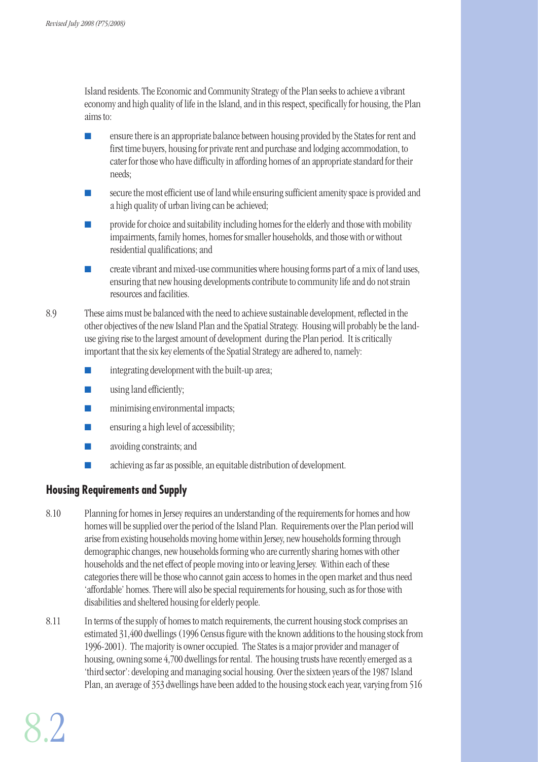Island residents. The Economic and Community Strategy of the Plan seeks to achieve a vibrant economy and high quality of life in the Island, and in this respect, specifically for housing, the Plan aims to:

- ensure there is an appropriate balance between housing provided by the States for rent and first time buyers, housing for private rent and purchase and lodging accommodation, to cater for those who have difficulty in affording homes of an appropriate standard for their needs;
- secure the most efficient use of land while ensuring sufficient amenity space is provided and a high quality of urban living can be achieved;
- provide for choice and suitability including homes for the elderly and those with mobility impairments, family homes, homes for smaller households, and those with or without residential qualifications; and
- create vibrant and mixed-use communities where housing forms part of a mix of land uses, ensuring that new housing developments contribute to community life and do not strain resources and facilities.

8.9 These aims must be balanced with the need to achieve sustainable development, reflected in the other objectives of the new Island Plan and the Spatial Strategy. Housing will probably be the land-use giving rise to the largest amount of development during the Plan period. It is critically important that the six key elements of the Spatial Strategy are adhered to, namely:

- integrating development with the built-up area;
- using land efficiently;
- minimising environmental impacts;
- ensuring a high level of accessibility;
- avoiding constraints; and
- achieving as far as possible, an equitable distribution of development.

## Housing Requirements and Supply

8.10 Planning for homes in Jersey requires an understanding of the requirements for homes and how homes will be supplied over the period of the Island Plan. Requirements over the Plan period will arise from existing households moving home within Jersey, new households forming through demographic changes, new households forming who are currently sharing homes with other households and the net effect of people moving into or leaving Jersey. Within each of these categories there will be those who cannot gain access to homes in the open market and thus need 'affordable' homes. There will also be special requirements for housing, such as for those with disabilities and sheltered housing for elderly people.

8.11 In terms of the supply of homes to match requirements, the current housing stock comprises an estimated 31,400 dwellings (1996 Census figure with the known additions to the housing stock from 1996-2001). The majority is owner occupied. The States is a major provider and manager of housing, owning some 4,700 dwellings for rental. The housing trusts have recently emerged as a 'third sector': developing and managing social housing. Over the sixteen years of the 1987 Island Plan, an average of 353 dwellings have been added to the housing stock each year, varying from 516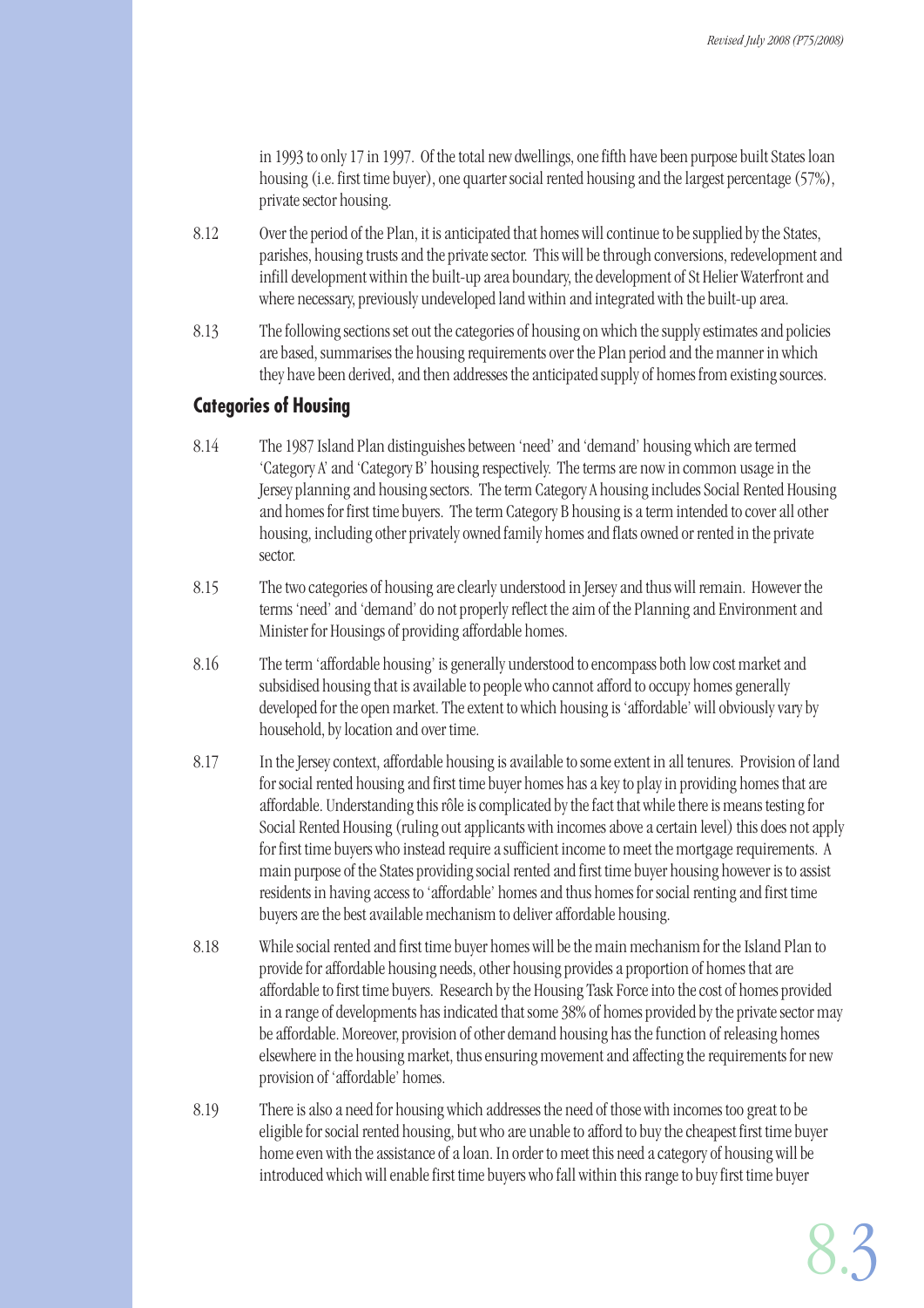in 1993 to only 17 in 1997. Of the total new dwellings, one fifth have been purpose built States loan housing (i.e. first time buyer), one quarter social rented housing and the largest percentage (57%), private sector housing.

8.12 Over the period of the Plan, it is anticipated that homes will continue to be supplied by the States, parishes, housing trusts and the private sector. This will be through conversions, redevelopment and infill development within the built-up area boundary, the development of St Helier Waterfront and where necessary, previously undeveloped land within and integrated with the built-up area.

8.13 The following sections set out the categories of housing on which the supply estimates and policies are based, summarises the housing requirements over the Plan period and the manner in which they have been derived, and then addresses the anticipated supply of homes from existing sources.

## Categories of Housing

8.14 The 1987 Island Plan distinguishes between 'need' and 'demand' housing which are termed 'Category A' and 'Category B' housing respectively. The terms are now in common usage in the Jersey planning and housing sectors. The term Category A housing includes Social Rented Housing and homes for first time buyers. The term Category B housing is a term intended to cover all other housing, including other privately owned family homes and flats owned or rented in the private sector.

8.15 The two categories of housing are clearly understood in Jersey and thus will remain. However the terms 'need' and 'demand' do not properly reflect the aim of the Planning and Environment and Minister for Housings of providing affordable homes.

8.16 The term 'affordable housing' is generally understood to encompass both low cost market and subsidised housing that is available to people who cannot afford to occupy homes generally developed for the open market. The extent to which housing is 'affordable' will obviously vary by household, by location and over time.

8.17 In the Jersey context, affordable housing is available to some extent in all tenures. Provision of land for social rented housing and first time buyer homes has a key to play in providing homes that are affordable. Understanding this rôle is complicated by the fact that while there is means testing for Social Rented Housing (ruling out applicants with incomes above a certain level) this does not apply for first time buyers who instead require a sufficient income to meet the mortgage requirements. A main purpose of the States providing social rented and first time buyer housing however is to assist residents in having access to 'affordable' homes and thus homes for social renting and first time buyers are the best available mechanism to deliver affordable housing.

8.18 While social rented and first time buyer homes will be the main mechanism for the Island Plan to provide for affordable housing needs, other housing provides a proportion of homes that are affordable to first time buyers. Research by the Housing Task Force into the cost of homes provided in a range of developments has indicated that some 38% of homes provided by the private sector may be affordable. Moreover, provision of other demand housing has the function of releasing homes elsewhere in the housing market, thus ensuring movement and affecting the requirements for new provision of 'affordable' homes.

8.19 There is also a need for housing which addresses the need of those with incomes too great to be eligible for social rented housing, but who are unable to afford to buy the cheapest first time buyer home even with the assistance of a loan. In order to meet this need a category of housing will be introduced which will enable first time buyers who fall within this range to buy first time buyer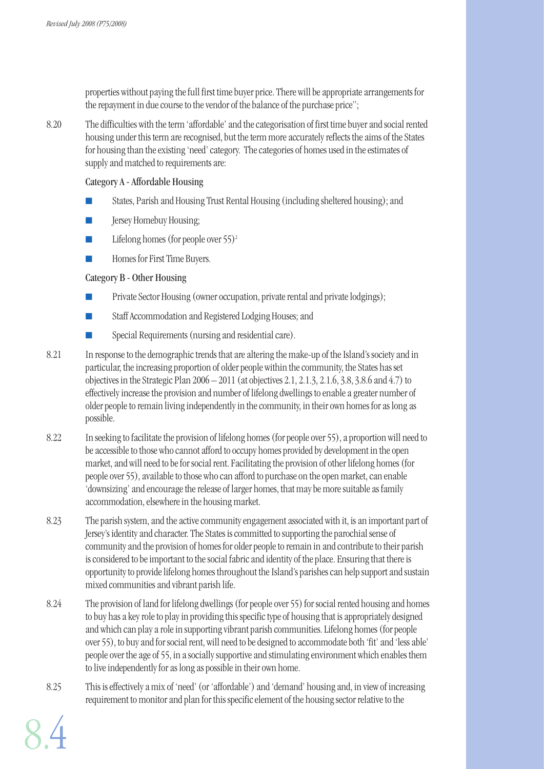properties without paying the full first time buyer price. There will be appropriate arrangements for the repayment in due course to the vendor of the balance of the purchase price";

8.20 The difficulties with the term 'affordable' and the categorisation of first time buyer and social rented housing under this term are recognised, but the term more accurately reflects the aims of the States for housing than the existing 'need' category. The categories of homes used in the estimates of supply and matched to requirements are:

**Category A - Affordable Housing**

- States, Parish and Housing Trust Rental Housing (including sheltered housing); and
- Jersey Homebuy Housing;
- Lifelong homes (for people over 55)[2]
- Homes for First Time Buyers.

**Category B - Other Housing**

- Private Sector Housing (owner occupation, private rental and private lodgings);
- Staff Accommodation and Registered Lodging Houses; and
- Special Requirements (nursing and residential care).

8.21 In response to the demographic trends that are altering the make-up of the Island's society and in particular, the increasing proportion of older people within the community, the States has set objectives in the Strategic Plan 2006 – 2011 (at objectives 2.1, 2.1.3, 2.1.6, 3.8, 3.8.6 and 4.7) to effectively increase the provision and number of lifelong dwellings to enable a greater number of older people to remain living independently in the community, in their own homes for as long as possible.

8.22 In seeking to facilitate the provision of lifelong homes (for people over 55), a proportion will need to be accessible to those who cannot afford to occupy homes provided by development in the open market, and will need to be for social rent. Facilitating the provision of other lifelong homes (for people over 55), available to those who can afford to purchase on the open market, can enable 'downsizing' and encourage the release of larger homes, that may be more suitable as family accommodation, elsewhere in the housing market.

8.23 The parish system, and the active community engagement associated with it, is an important part of Jersey's identity and character. The States is committed to supporting the parochial sense of community and the provision of homes for older people to remain in and contribute to their parish is considered to be important to the social fabric and identity of the place. Ensuring that there is opportunity to provide lifelong homes throughout the Island's parishes can help support and sustain mixed communities and vibrant parish life.

8.24 The provision of land for lifelong dwellings (for people over 55) for social rented housing and homes to buy has a key role to play in providing this specific type of housing that is appropriately designed and which can play a role in supporting vibrant parish communities. Lifelong homes (for people over 55), to buy and for social rent, will need to be designed to accommodate both 'fit' and 'less able' people over the age of 55, in a socially supportive and stimulating environment which enables them to live independently for as long as possible in their own home.

8.25 This is effectively a mix of 'need' (or 'affordable') and 'demand' housing and, in view of increasing requirement to monitor and plan for this specific element of the housing sector relative to the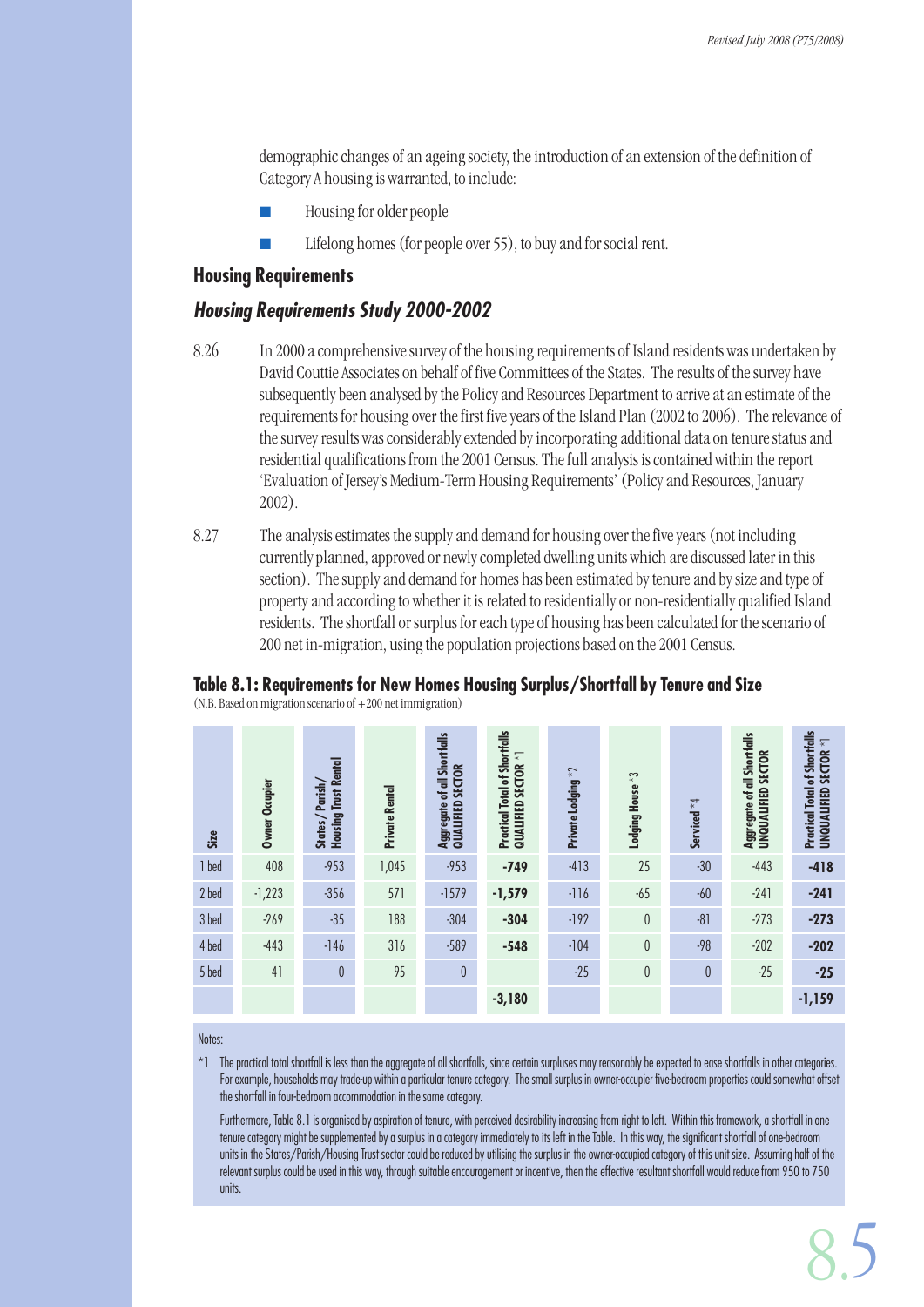demographic changes of an ageing society, the introduction of an extension of the definition of Category A housing is warranted, to include:

- Housing for older people
- Lifelong homes (for people over 55), to buy and for social rent.

## Housing Requirements

### *Housing Requirements Study 2000-2002*

8.26 In 2000 a comprehensive survey of the housing requirements of Island residents was undertaken by David Couttie Associates on behalf of five Committees of the States. The results of the survey have subsequently been analysed by the Policy and Resources Department to arrive at an estimate of the requirements for housing over the first five years of the Island Plan (2002 to 2006). The relevance of the survey results was considerably extended by incorporating additional data on tenure status and residential qualifications from the 2001 Census. The full analysis is contained within the report 'Evaluation of Jersey's Medium-Term Housing Requirements' (Policy and Resources, January 2002).

8.27 The analysis estimates the supply and demand for housing over the five years (not including currently planned, approved or newly completed dwelling units which are discussed later in this section). The supply and demand for homes has been estimated by tenure and by size and type of property and according to whether it is related to residentially or non-residentially qualified Island residents. The shortfall or surplus for each type of housing has been calculated for the scenario of 200 net in-migration, using the population projections based on the 2001 Census.

**Table 8.1: Requirements for New Homes Housing Surplus/Shortfall by Tenure and Size**

(N.B. Based on migration scenario of +200 net immigration)

| Size | Owner Occupier | States/Parish/ Housing Trust Rental | Private Rental | Aggregate of all Shortfalls QUALIFIED SECTOR | Practical Total of Shortfalls QUALIFIED SECTOR *1 | Private Lodging *2 | Lodging House *3 | Serviced *4 | Aggregate of all Shortfalls UNQUALIFIED SECTOR | Practical Total of Shortfalls UNQUALIFIED SECTOR *1 |
|---|---|---|---|---|---|---|---|---|---|---|
| 1 bed | 408 | -953 | 1,045 | -953 | **-749** | -413 | 25 | -30 | -443 | **-418** |
| 2 bed | -1,223 | -356 | 571 | -1579 | **-1,579** | -116 | -65 | -60 | -241 | **-241** |
| 3 bed | -269 | -35 | 188 | -304 | **-304** | -192 | 0 | -81 | -273 | **-273** |
| 4 bed | -443 | -146 | 316 | -589 | **-548** | -104 | 0 | -98 | -202 | **-202** |
| 5 bed | 41 | 0 | 95 | 0 | | -25 | 0 | 0 | -25 | **-25** |
| | | | | | **-3,180** | | | | | **-1,159** |

Notes:

*1 The practical total shortfall is less than the aggregate of all shortfalls, since certain surpluses may reasonably be expected to ease shortfalls in other categories. For example, households may trade-up within a particular tenure category. The small surplus in owner-occupier five-bedroom properties could somewhat offset the shortfall in four-bedroom accommodation in the same category.

Furthermore, Table 8.1 is organised by aspiration of tenure, with perceived desirability increasing from right to left. Within this framework, a shortfall in one tenure category might be supplemented by a surplus in a category immediately to its left in the Table. In this way, the significant shortfall of one-bedroom units in the States/Parish/Housing Trust sector could be reduced by utilising the surplus in the owner-occupied category of this unit size. Assuming half of the relevant surplus could be used in this way, through suitable encouragement or incentive, then the effective resultant shortfall would reduce from 950 to 750 units.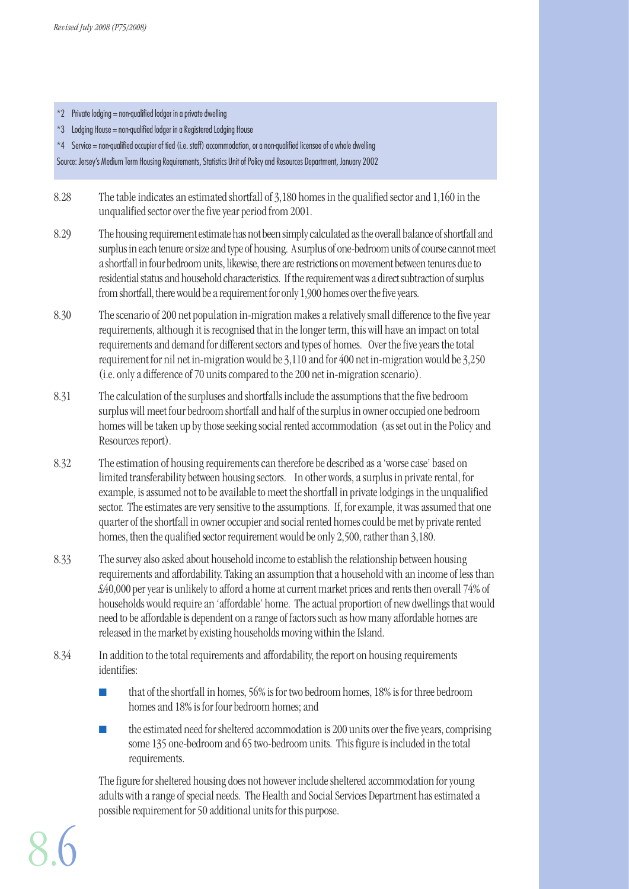*2 Private lodging = non-qualified lodger in a private dwelling

*3 Lodging House = non-qualified lodger in a Registered Lodging House

*4 Service = non-qualified occupier of tied (i.e. staff) accommodation, or a non-qualified licensee of a whole dwelling

Source: Jersey's Medium Term Housing Requirements, Statistics Unit of Policy and Resources Department, January 2002

8.28 The table indicates an estimated shortfall of 3,180 homes in the qualified sector and 1,160 in the unqualified sector over the five year period from 2001.

8.29 The housing requirement estimate has not been simply calculated as the overall balance of shortfall and surplus in each tenure or size and type of housing. A surplus of one-bedroom units of course cannot meet a shortfall in four bedroom units, likewise, there are restrictions on movement between tenures due to residential status and household characteristics. If the requirement was a direct subtraction of surplus from shortfall, there would be a requirement for only 1,900 homes over the five years.

8.30 The scenario of 200 net population in-migration makes a relatively small difference to the five year requirements, although it is recognised that in the longer term, this will have an impact on total requirements and demand for different sectors and types of homes. Over the five years the total requirement for nil net in-migration would be 3,110 and for 400 net in-migration would be 3,250 (i.e. only a difference of 70 units compared to the 200 net in-migration scenario).

8.31 The calculation of the surpluses and shortfalls include the assumptions that the five bedroom surplus will meet four bedroom shortfall and half of the surplus in owner occupied one bedroom homes will be taken up by those seeking social rented accommodation (as set out in the Policy and Resources report).

8.32 The estimation of housing requirements can therefore be described as a 'worse case' based on limited transferability between housing sectors. In other words, a surplus in private rental, for example, is assumed not to be available to meet the shortfall in private lodgings in the unqualified sector. The estimates are very sensitive to the assumptions. If, for example, it was assumed that one quarter of the shortfall in owner occupier and social rented homes could be met by private rented homes, then the qualified sector requirement would be only 2,500, rather than 3,180.

8.33 The survey also asked about household income to establish the relationship between housing requirements and affordability. Taking an assumption that a household with an income of less than £40,000 per year is unlikely to afford a home at current market prices and rents then overall 74% of households would require an 'affordable' home. The actual proportion of new dwellings that would need to be affordable is dependent on a range of factors such as how many affordable homes are released in the market by existing households moving within the Island.

8.34 In addition to the total requirements and affordability, the report on housing requirements identifies:

- that of the shortfall in homes, 56% is for two bedroom homes, 18% is for three bedroom homes and 18% is for four bedroom homes; and
- the estimated need for sheltered accommodation is 200 units over the five years, comprising some 135 one-bedroom and 65 two-bedroom units. This figure is included in the total requirements.

The figure for sheltered housing does not however include sheltered accommodation for young adults with a range of special needs. The Health and Social Services Department has estimated a possible requirement for 50 additional units for this purpose.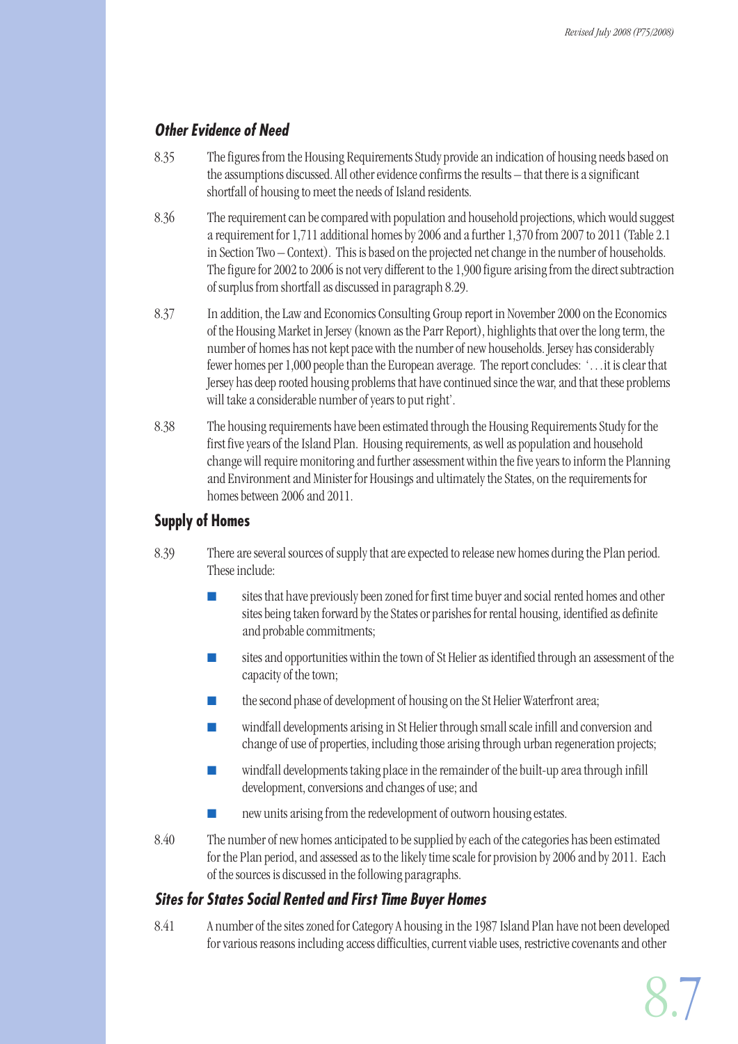### *Other Evidence of Need*

8.35 The figures from the Housing Requirements Study provide an indication of housing needs based on the assumptions discussed. All other evidence confirms the results – that there is a significant shortfall of housing to meet the needs of Island residents.

8.36 The requirement can be compared with population and household projections, which would suggest a requirement for 1,711 additional homes by 2006 and a further 1,370 from 2007 to 2011 (Table 2.1 in Section Two – Context). This is based on the projected net change in the number of households. The figure for 2002 to 2006 is not very different to the 1,900 figure arising from the direct subtraction of surplus from shortfall as discussed in paragraph 8.29.

8.37 In addition, the Law and Economics Consulting Group report in November 2000 on the Economics of the Housing Market in Jersey (known as the Parr Report), highlights that over the long term, the number of homes has not kept pace with the number of new households. Jersey has considerably fewer homes per 1,000 people than the European average. The report concludes: '…it is clear that Jersey has deep rooted housing problems that have continued since the war, and that these problems will take a considerable number of years to put right'.

8.38 The housing requirements have been estimated through the Housing Requirements Study for the first five years of the Island Plan. Housing requirements, as well as population and household change will require monitoring and further assessment within the five years to inform the Planning and Environment and Minister for Housings and ultimately the States, on the requirements for homes between 2006 and 2011.

## Supply of Homes

8.39 There are several sources of supply that are expected to release new homes during the Plan period. These include:

- sites that have previously been zoned for first time buyer and social rented homes and other sites being taken forward by the States or parishes for rental housing, identified as definite and probable commitments;
- sites and opportunities within the town of St Helier as identified through an assessment of the capacity of the town;
- the second phase of development of housing on the St Helier Waterfront area;
- windfall developments arising in St Helier through small scale infill and conversion and change of use of properties, including those arising through urban regeneration projects;
- windfall developments taking place in the remainder of the built-up area through infill development, conversions and changes of use; and
- new units arising from the redevelopment of outworn housing estates.

8.40 The number of new homes anticipated to be supplied by each of the categories has been estimated for the Plan period, and assessed as to the likely time scale for provision by 2006 and by 2011. Each of the sources is discussed in the following paragraphs.

### *Sites for States Social Rented and First Time Buyer Homes*

8.41 A number of the sites zoned for Category A housing in the 1987 Island Plan have not been developed for various reasons including access difficulties, current viable uses, restrictive covenants and other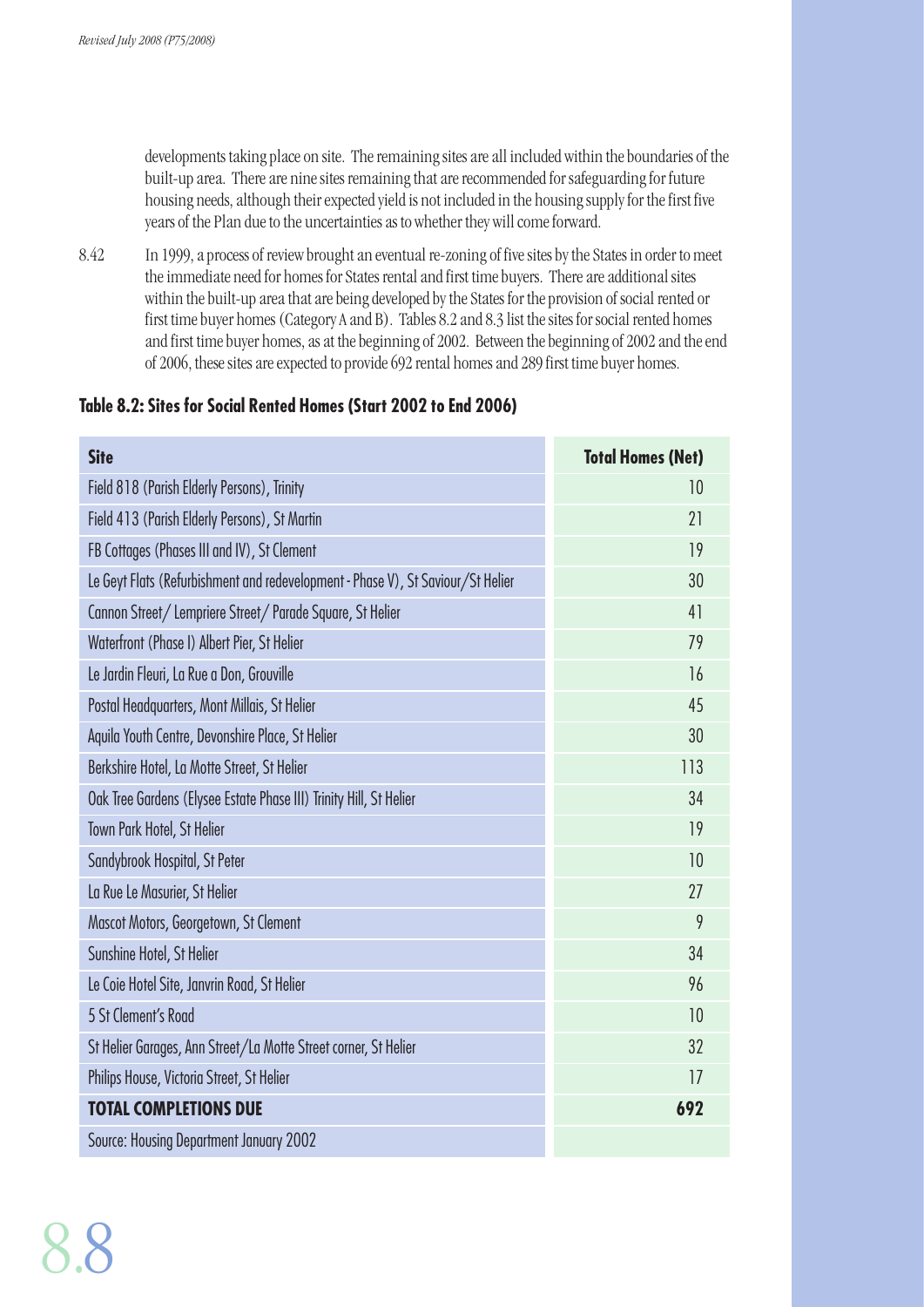developments taking place on site. The remaining sites are all included within the boundaries of the built-up area. There are nine sites remaining that are recommended for safeguarding for future housing needs, although their expected yield is not included in the housing supply for the first five years of the Plan due to the uncertainties as to whether they will come forward.

8.42 In 1999, a process of review brought an eventual re-zoning of five sites by the States in order to meet the immediate need for homes for States rental and first time buyers. There are additional sites within the built-up area that are being developed by the States for the provision of social rented or first time buyer homes (Category A and B). Tables 8.2 and 8.3 list the sites for social rented homes and first time buyer homes, as at the beginning of 2002. Between the beginning of 2002 and the end of 2006, these sites are expected to provide 692 rental homes and 289 first time buyer homes.

**Table 8.2: Sites for Social Rented Homes (Start 2002 to End 2006)**

| Site | Total Homes (Net) |
|---|---|
| Field 818 (Parish Elderly Persons), Trinity | 10 |
| Field 413 (Parish Elderly Persons), St Martin | 21 |
| FB Cottages (Phases III and IV), St Clement | 19 |
| Le Geyt Flats (Refurbishment and redevelopment - Phase V), St Saviour/St Helier | 30 |
| Cannon Street/ Lempriere Street/ Parade Square, St Helier | 41 |
| Waterfront (Phase I) Albert Pier, St Helier | 79 |
| Le Jardin Fleuri, La Rue a Don, Grouville | 16 |
| Postal Headquarters, Mont Millais, St Helier | 45 |
| Aquila Youth Centre, Devonshire Place, St Helier | 30 |
| Berkshire Hotel, La Motte Street, St Helier | 113 |
| Oak Tree Gardens (Elysee Estate Phase III) Trinity Hill, St Helier | 34 |
| Town Park Hotel, St Helier | 19 |
| Sandybrook Hospital, St Peter | 10 |
| La Rue Le Masurier, St Helier | 27 |
| Mascot Motors, Georgetown, St Clement | 9 |
| Sunshine Hotel, St Helier | 34 |
| Le Coie Hotel Site, Janvrin Road, St Helier | 96 |
| 5 St Clement's Road | 10 |
| St Helier Garages, Ann Street/La Motte Street corner, St Helier | 32 |
| Philips House, Victoria Street, St Helier | 17 |
| **TOTAL COMPLETIONS DUE** | **692** |
| Source: Housing Department January 2002 | |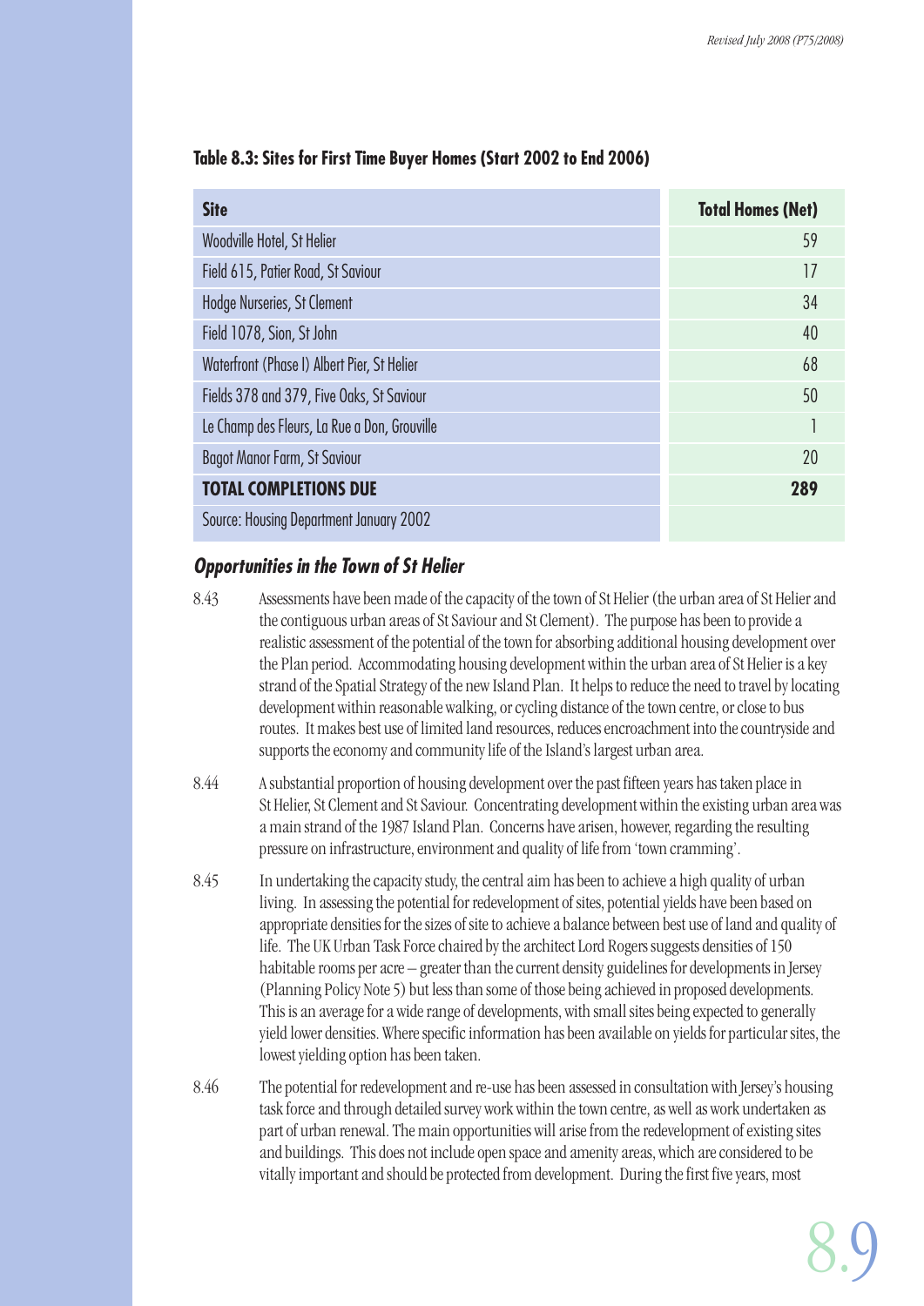**Table 8.3: Sites for First Time Buyer Homes (Start 2002 to End 2006)**

| Site | Total Homes (Net) |
|---|---|
| Woodville Hotel, St Helier | 59 |
| Field 615, Patier Road, St Saviour | 17 |
| Hodge Nurseries, St Clement | 34 |
| Field 1078, Sion, St John | 40 |
| Waterfront (Phase I) Albert Pier, St Helier | 68 |
| Fields 378 and 379, Five Oaks, St Saviour | 50 |
| Le Champ des Fleurs, La Rue a Don, Grouville | 1 |
| Bagot Manor Farm, St Saviour | 20 |
| **TOTAL COMPLETIONS DUE** | **289** |
| Source: Housing Department January 2002 | |

### *Opportunities in the Town of St Helier*

8.43 Assessments have been made of the capacity of the town of St Helier (the urban area of St Helier and the contiguous urban areas of St Saviour and St Clement). The purpose has been to provide a realistic assessment of the potential of the town for absorbing additional housing development over the Plan period. Accommodating housing development within the urban area of St Helier is a key strand of the Spatial Strategy of the new Island Plan. It helps to reduce the need to travel by locating development within reasonable walking, or cycling distance of the town centre, or close to bus routes. It makes best use of limited land resources, reduces encroachment into the countryside and supports the economy and community life of the Island's largest urban area.

8.44 A substantial proportion of housing development over the past fifteen years has taken place in St Helier, St Clement and St Saviour. Concentrating development within the existing urban area was a main strand of the 1987 Island Plan. Concerns have arisen, however, regarding the resulting pressure on infrastructure, environment and quality of life from 'town cramming'.

8.45 In undertaking the capacity study, the central aim has been to achieve a high quality of urban living. In assessing the potential for redevelopment of sites, potential yields have been based on appropriate densities for the sizes of site to achieve a balance between best use of land and quality of life. The UK Urban Task Force chaired by the architect Lord Rogers suggests densities of 150 habitable rooms per acre – greater than the current density guidelines for developments in Jersey (Planning Policy Note 5) but less than some of those being achieved in proposed developments. This is an average for a wide range of developments, with small sites being expected to generally yield lower densities. Where specific information has been available on yields for particular sites, the lowest yielding option has been taken.

8.46 The potential for redevelopment and re-use has been assessed in consultation with Jersey's housing task force and through detailed survey work within the town centre, as well as work undertaken as part of urban renewal. The main opportunities will arise from the redevelopment of existing sites and buildings. This does not include open space and amenity areas, which are considered to be vitally important and should be protected from development. During the first five years, most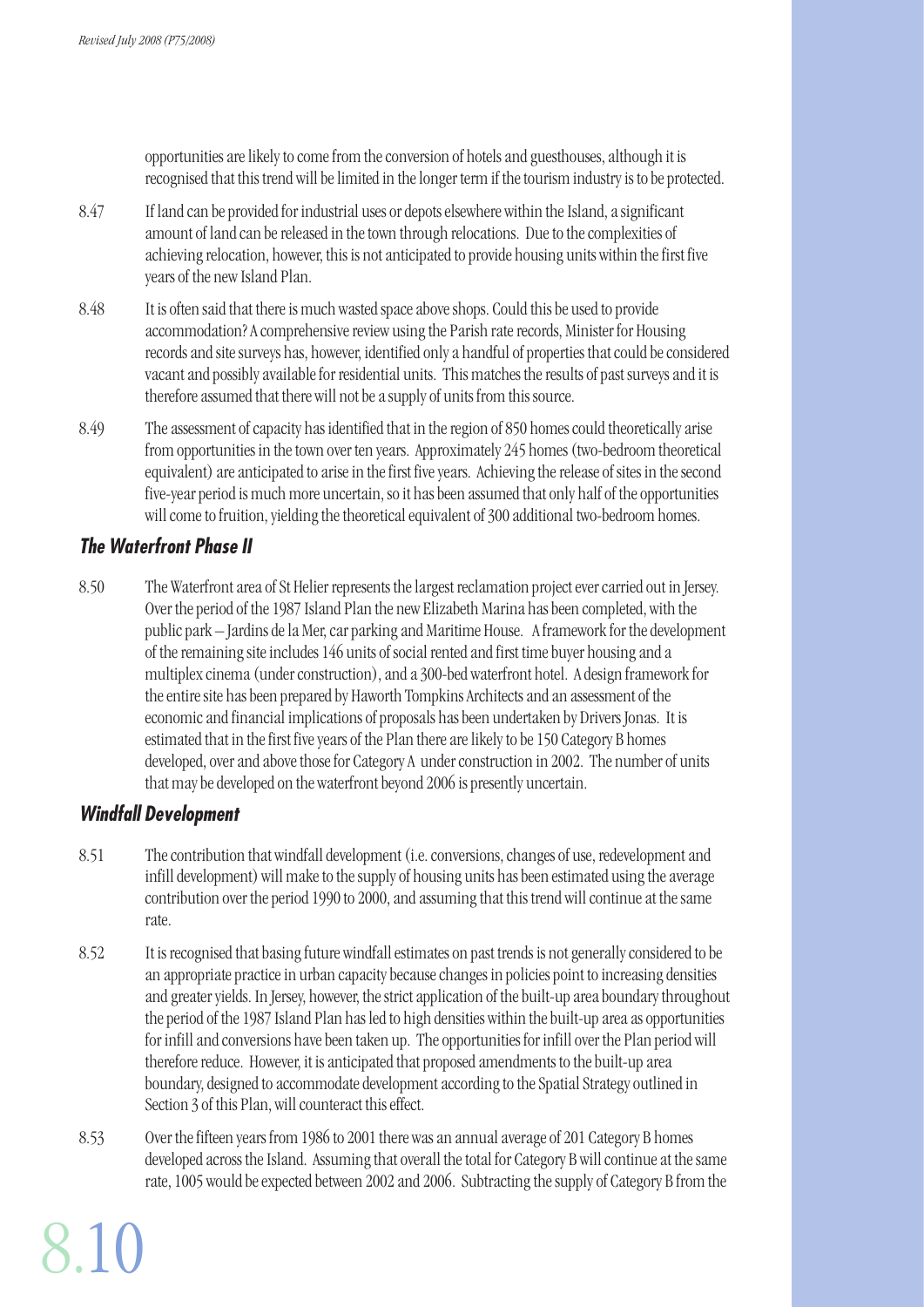opportunities are likely to come from the conversion of hotels and guesthouses, although it is recognised that this trend will be limited in the longer term if the tourism industry is to be protected.

8.47 If land can be provided for industrial uses or depots elsewhere within the Island, a significant amount of land can be released in the town through relocations. Due to the complexities of achieving relocation, however, this is not anticipated to provide housing units within the first five years of the new Island Plan.

8.48 It is often said that there is much wasted space above shops. Could this be used to provide accommodation? A comprehensive review using the Parish rate records, Minister for Housing records and site surveys has, however, identified only a handful of properties that could be considered vacant and possibly available for residential units. This matches the results of past surveys and it is therefore assumed that there will not be a supply of units from this source.

8.49 The assessment of capacity has identified that in the region of 850 homes could theoretically arise from opportunities in the town over ten years. Approximately 245 homes (two-bedroom theoretical equivalent) are anticipated to arise in the first five years. Achieving the release of sites in the second five-year period is much more uncertain, so it has been assumed that only half of the opportunities will come to fruition, yielding the theoretical equivalent of 300 additional two-bedroom homes.

### *The Waterfront Phase II*

8.50 The Waterfront area of St Helier represents the largest reclamation project ever carried out in Jersey. Over the period of the 1987 Island Plan the new Elizabeth Marina has been completed, with the public park – Jardins de la Mer, car parking and Maritime House. A framework for the development of the remaining site includes 146 units of social rented and first time buyer housing and a multiplex cinema (under construction), and a 300-bed waterfront hotel. A design framework for the entire site has been prepared by Haworth Tompkins Architects and an assessment of the economic and financial implications of proposals has been undertaken by Drivers Jonas. It is estimated that in the first five years of the Plan there are likely to be 150 Category B homes developed, over and above those for Category A under construction in 2002. The number of units that may be developed on the waterfront beyond 2006 is presently uncertain.

### *Windfall Development*

8.51 The contribution that windfall development (i.e. conversions, changes of use, redevelopment and infill development) will make to the supply of housing units has been estimated using the average contribution over the period 1990 to 2000, and assuming that this trend will continue at the same rate.

8.52 It is recognised that basing future windfall estimates on past trends is not generally considered to be an appropriate practice in urban capacity because changes in policies point to increasing densities and greater yields. In Jersey, however, the strict application of the built-up area boundary throughout the period of the 1987 Island Plan has led to high densities within the built-up area as opportunities for infill and conversions have been taken up. The opportunities for infill over the Plan period will therefore reduce. However, it is anticipated that proposed amendments to the built-up area boundary, designed to accommodate development according to the Spatial Strategy outlined in Section 3 of this Plan, will counteract this effect.

8.53 Over the fifteen years from 1986 to 2001 there was an annual average of 201 Category B homes developed across the Island. Assuming that overall the total for Category B will continue at the same rate, 1005 would be expected between 2002 and 2006. Subtracting the supply of Category B from the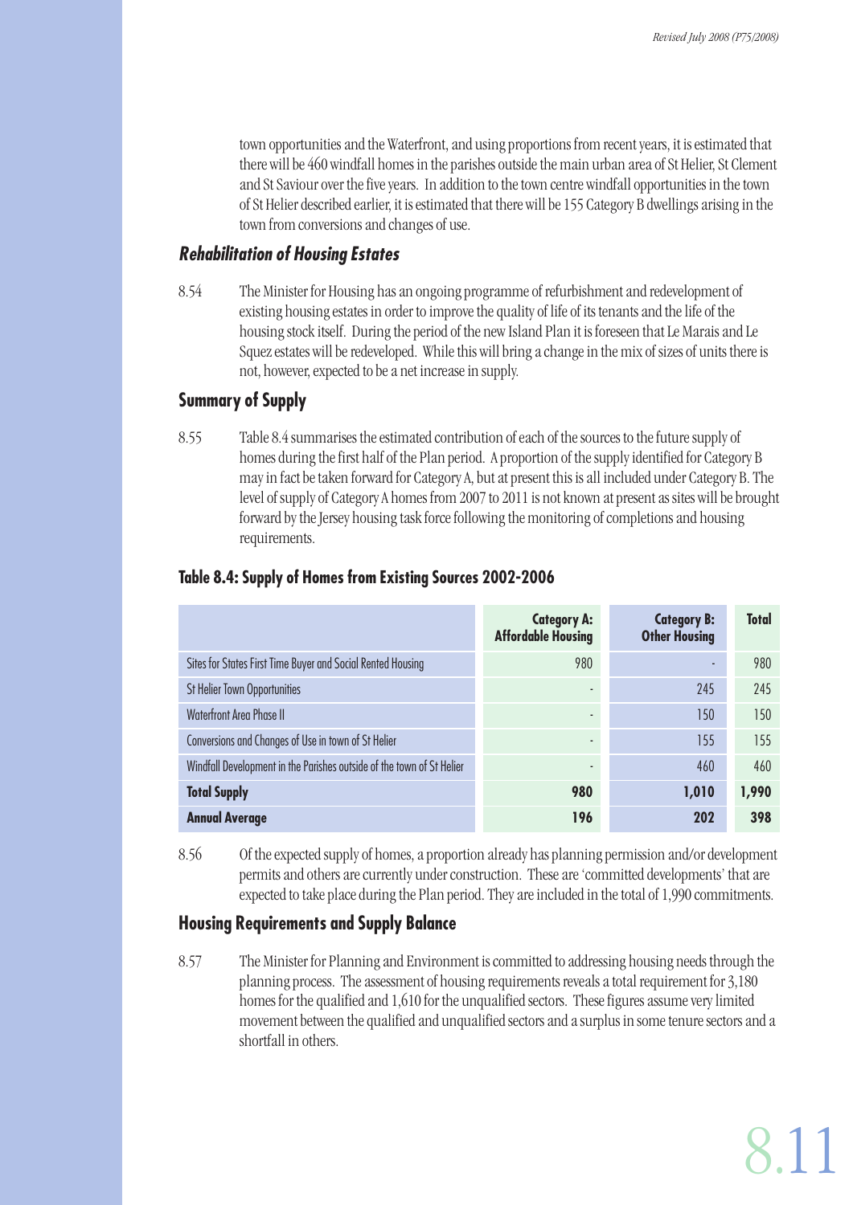town opportunities and the Waterfront, and using proportions from recent years, it is estimated that there will be 460 windfall homes in the parishes outside the main urban area of St Helier, St Clement and St Saviour over the five years. In addition to the town centre windfall opportunities in the town of St Helier described earlier, it is estimated that there will be 155 Category B dwellings arising in the town from conversions and changes of use.

### *Rehabilitation of Housing Estates*

8.54 The Minister for Housing has an ongoing programme of refurbishment and redevelopment of existing housing estates in order to improve the quality of life of its tenants and the life of the housing stock itself. During the period of the new Island Plan it is foreseen that Le Marais and Le Squez estates will be redeveloped. While this will bring a change in the mix of sizes of units there is not, however, expected to be a net increase in supply.

## Summary of Supply

8.55 Table 8.4 summarises the estimated contribution of each of the sources to the future supply of homes during the first half of the Plan period. A proportion of the supply identified for Category B may in fact be taken forward for Category A, but at present this is all included under Category B. The level of supply of Category A homes from 2007 to 2011 is not known at present as sites will be brought forward by the Jersey housing task force following the monitoring of completions and housing requirements.

**Table 8.4: Supply of Homes from Existing Sources 2002-2006**

| | Category A: Affordable Housing | Category B: Other Housing | Total |
|---|---|---|---|
| Sites for States First Time Buyer and Social Rented Housing | 980 | - | 980 |
| St Helier Town Opportunities | - | 245 | 245 |
| Waterfront Area Phase II | - | 150 | 150 |
| Conversions and Changes of Use in town of St Helier | - | 155 | 155 |
| Windfall Development in the Parishes outside of the town of St Helier | - | 460 | 460 |
| **Total Supply** | **980** | **1,010** | **1,990** |
| **Annual Average** | **196** | **202** | **398** |

8.56 Of the expected supply of homes, a proportion already has planning permission and/or development permits and others are currently under construction. These are 'committed developments' that are expected to take place during the Plan period. They are included in the total of 1,990 commitments.

## Housing Requirements and Supply Balance

8.57 The Minister for Planning and Environment is committed to addressing housing needs through the planning process. The assessment of housing requirements reveals a total requirement for 3,180 homes for the qualified and 1,610 for the unqualified sectors. These figures assume very limited movement between the qualified and unqualified sectors and a surplus in some tenure sectors and a shortfall in others.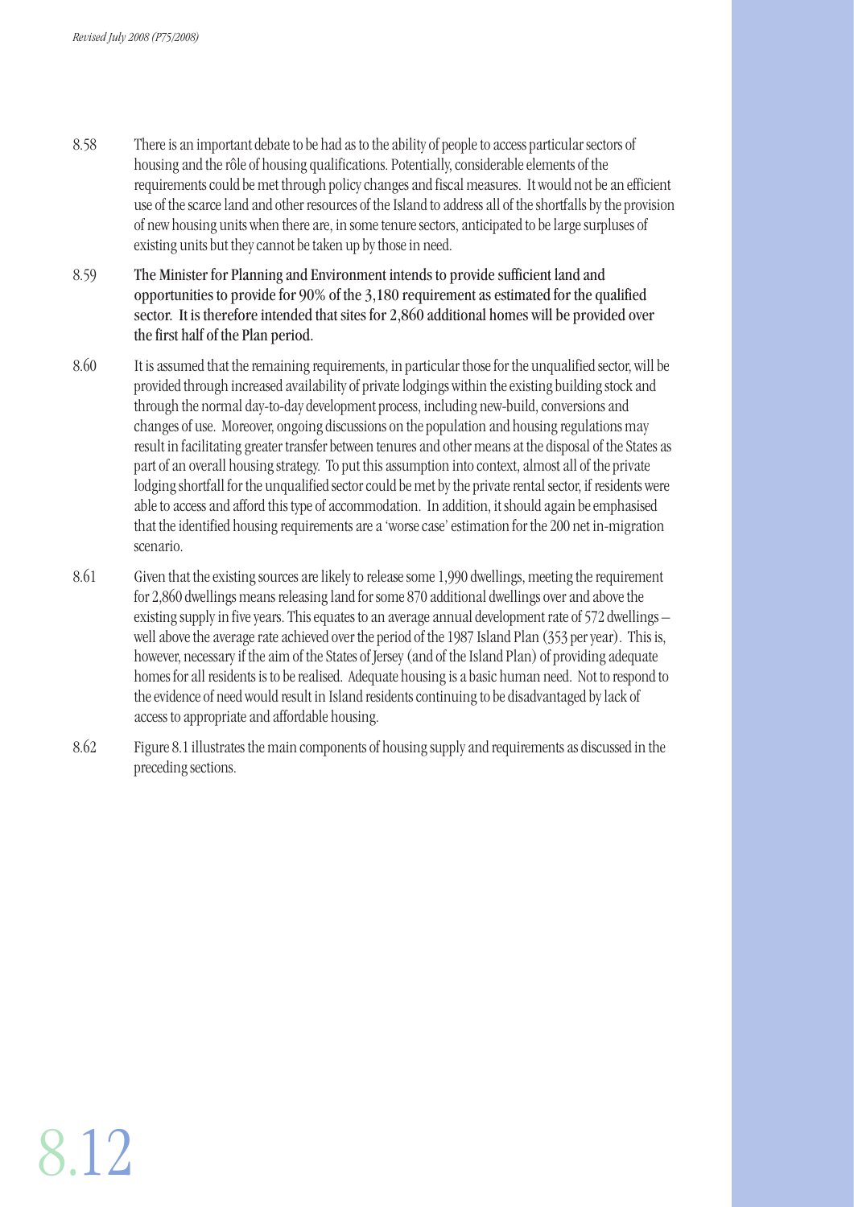8.58 There is an important debate to be had as to the ability of people to access particular sectors of housing and the rôle of housing qualifications. Potentially, considerable elements of the requirements could be met through policy changes and fiscal measures. It would not be an efficient use of the scarce land and other resources of the Island to address all of the shortfalls by the provision of new housing units when there are, in some tenure sectors, anticipated to be large surpluses of existing units but they cannot be taken up by those in need.

8.59 **The Minister for Planning and Environment intends to provide sufficient land and opportunities to provide for 90% of the 3,180 requirement as estimated for the qualified sector. It is therefore intended that sites for 2,860 additional homes will be provided over the first half of the Plan period.**

8.60 It is assumed that the remaining requirements, in particular those for the unqualified sector, will be provided through increased availability of private lodgings within the existing building stock and through the normal day-to-day development process, including new-build, conversions and changes of use. Moreover, ongoing discussions on the population and housing regulations may result in facilitating greater transfer between tenures and other means at the disposal of the States as part of an overall housing strategy. To put this assumption into context, almost all of the private lodging shortfall for the unqualified sector could be met by the private rental sector, if residents were able to access and afford this type of accommodation. In addition, it should again be emphasised that the identified housing requirements are a 'worse case' estimation for the 200 net in-migration scenario.

8.61 Given that the existing sources are likely to release some 1,990 dwellings, meeting the requirement for 2,860 dwellings means releasing land for some 870 additional dwellings over and above the existing supply in five years. This equates to an average annual development rate of 572 dwellings – well above the average rate achieved over the period of the 1987 Island Plan (353 per year). This is, however, necessary if the aim of the States of Jersey (and of the Island Plan) of providing adequate homes for all residents is to be realised. Adequate housing is a basic human need. Not to respond to the evidence of need would result in Island residents continuing to be disadvantaged by lack of access to appropriate and affordable housing.

8.62 Figure 8.1 illustrates the main components of housing supply and requirements as discussed in the preceding sections.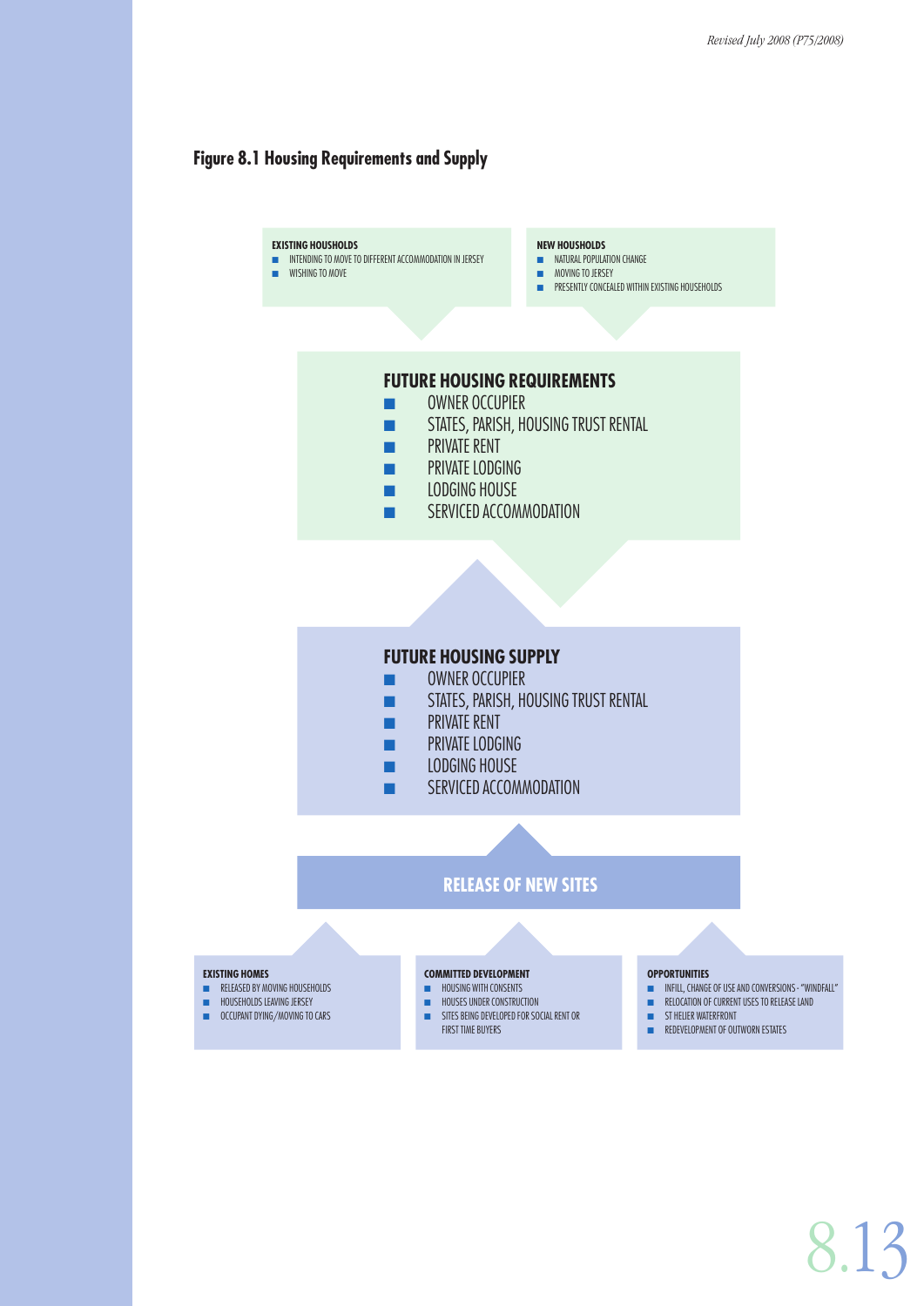## Figure 8.1 Housing Requirements and Supply

**EXISTING HOUSHOLDS**
- INTENDING TO MOVE TO DIFFERENT ACCOMMODATION IN JERSEY
- WISHING TO MOVE

**NEW HOUSHOLDS**
- NATURAL POPULATION CHANGE
- MOVING TO JERSEY
- PRESENTLY CONCEALED WITHIN EXISTING HOUSEHOLDS

**FUTURE HOUSING REQUIREMENTS**
- OWNER OCCUPIER
- STATES, PARISH, HOUSING TRUST RENTAL
- PRIVATE RENT
- PRIVATE LODGING
- LODGING HOUSE
- SERVICED ACCOMMODATION

**FUTURE HOUSING SUPPLY**
- OWNER OCCUPIER
- STATES, PARISH, HOUSING TRUST RENTAL
- PRIVATE RENT
- PRIVATE LODGING
- LODGING HOUSE
- SERVICED ACCOMMODATION

**RELEASE OF NEW SITES**

**EXISTING HOMES**
- RELEASED BY MOVING HOUSEHOLDS
- HOUSEHOLDS LEAVING JERSEY
- OCCUPANT DYING/MOVING TO CARS

**COMMITTED DEVELOPMENT**
- HOUSING WITH CONSENTS
- HOUSES UNDER CONSTRUCTION
- SITES BEING DEVELOPED FOR SOCIAL RENT OR FIRST TIME BUYERS

**OPPORTUNITIES**
- INFILL, CHANGE OF USE AND CONVERSIONS - "WINDFALL"
- RELOCATION OF CURRENT USES TO RELEASE LAND
- ST HELIER WATERFRONT
- REDEVELOPMENT OF OUTWORN ESTATES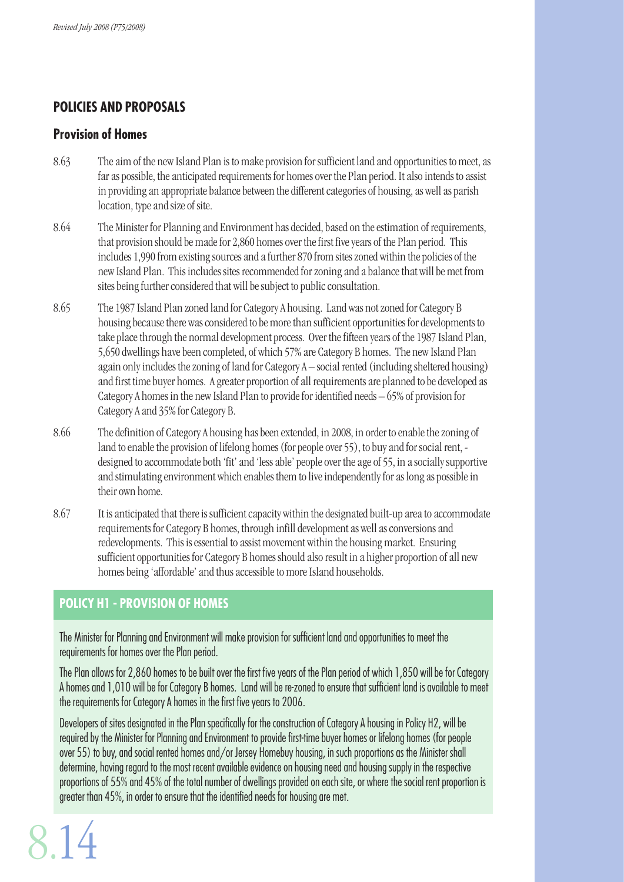## POLICIES AND PROPOSALS

### Provision of Homes

8.63 The aim of the new Island Plan is to make provision for sufficient land and opportunities to meet, as far as possible, the anticipated requirements for homes over the Plan period. It also intends to assist in providing an appropriate balance between the different categories of housing, as well as parish location, type and size of site.

8.64 The Minister for Planning and Environment has decided, based on the estimation of requirements, that provision should be made for 2,860 homes over the first five years of the Plan period. This includes 1,990 from existing sources and a further 870 from sites zoned within the policies of the new Island Plan. This includes sites recommended for zoning and a balance that will be met from sites being further considered that will be subject to public consultation.

8.65 The 1987 Island Plan zoned land for Category A housing. Land was not zoned for Category B housing because there was considered to be more than sufficient opportunities for developments to take place through the normal development process. Over the fifteen years of the 1987 Island Plan, 5,650 dwellings have been completed, of which 57% are Category B homes. The new Island Plan again only includes the zoning of land for Category A – social rented (including sheltered housing) and first time buyer homes. A greater proportion of all requirements are planned to be developed as Category A homes in the new Island Plan to provide for identified needs – 65% of provision for Category A and 35% for Category B.

8.66 The definition of Category A housing has been extended, in 2008, in order to enable the zoning of land to enable the provision of lifelong homes (for people over 55), to buy and for social rent, - designed to accommodate both 'fit' and 'less able' people over the age of 55, in a socially supportive and stimulating environment which enables them to live independently for as long as possible in their own home.

8.67 It is anticipated that there is sufficient capacity within the designated built-up area to accommodate requirements for Category B homes, through infill development as well as conversions and redevelopments. This is essential to assist movement within the housing market. Ensuring sufficient opportunities for Category B homes should also result in a higher proportion of all new homes being 'affordable' and thus accessible to more Island households.

### POLICY H1 - PROVISION OF HOMES

The Minister for Planning and Environment will make provision for sufficient land and opportunities to meet the requirements for homes over the Plan period.

The Plan allows for 2,860 homes to be built over the first five years of the Plan period of which 1,850 will be for Category A homes and 1,010 will be for Category B homes. Land will be re-zoned to ensure that sufficient land is available to meet the requirements for Category A homes in the first five years to 2006.

Developers of sites designated in the Plan specifically for the construction of Category A housing in Policy H2, will be required by the Minister for Planning and Environment to provide first-time buyer homes or lifelong homes (for people over 55) to buy, and social rented homes and/or Jersey Homebuy housing, in such proportions as the Minister shall determine, having regard to the most recent available evidence on housing need and housing supply in the respective proportions of 55% and 45% of the total number of dwellings provided on each site, or where the social rent proportion is greater than 45%, in order to ensure that the identified needs for housing are met.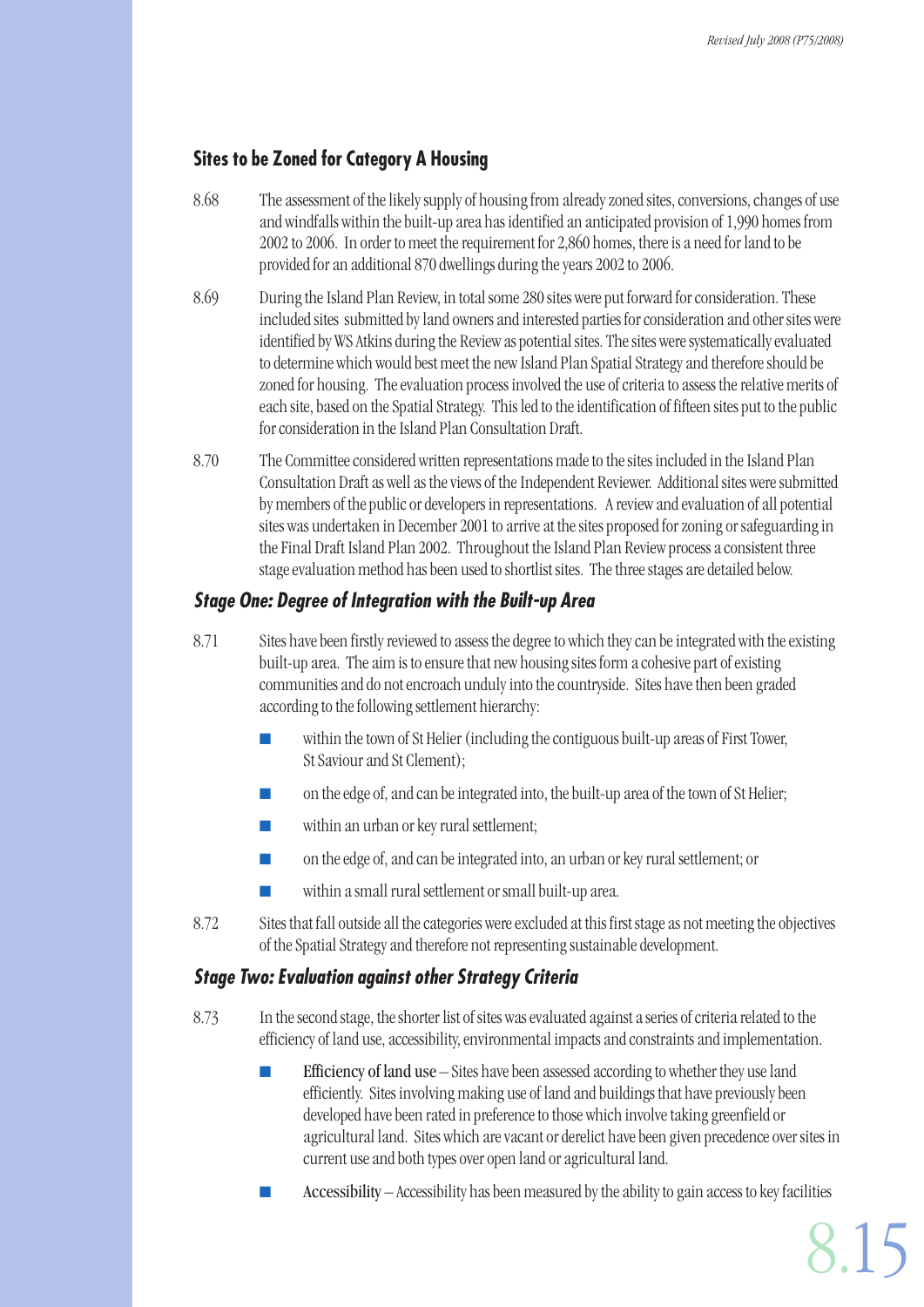## Sites to be Zoned for Category A Housing

8.68 The assessment of the likely supply of housing from already zoned sites, conversions, changes of use and windfalls within the built-up area has identified an anticipated provision of 1,990 homes from 2002 to 2006. In order to meet the requirement for 2,860 homes, there is a need for land to be provided for an additional 870 dwellings during the years 2002 to 2006.

8.69 During the Island Plan Review, in total some 280 sites were put forward for consideration. These included sites submitted by land owners and interested parties for consideration and other sites were identified by WS Atkins during the Review as potential sites. The sites were systematically evaluated to determine which would best meet the new Island Plan Spatial Strategy and therefore should be zoned for housing. The evaluation process involved the use of criteria to assess the relative merits of each site, based on the Spatial Strategy. This led to the identification of fifteen sites put to the public for consideration in the Island Plan Consultation Draft.

8.70 The Committee considered written representations made to the sites included in the Island Plan Consultation Draft as well as the views of the Independent Reviewer. Additional sites were submitted by members of the public or developers in representations. A review and evaluation of all potential sites was undertaken in December 2001 to arrive at the sites proposed for zoning or safeguarding in the Final Draft Island Plan 2002. Throughout the Island Plan Review process a consistent three stage evaluation method has been used to shortlist sites. The three stages are detailed below.

### *Stage One: Degree of Integration with the Built-up Area*

8.71 Sites have been firstly reviewed to assess the degree to which they can be integrated with the existing built-up area. The aim is to ensure that new housing sites form a cohesive part of existing communities and do not encroach unduly into the countryside. Sites have then been graded according to the following settlement hierarchy:

- within the town of St Helier (including the contiguous built-up areas of First Tower, St Saviour and St Clement);
- on the edge of, and can be integrated into, the built-up area of the town of St Helier;
- within an urban or key rural settlement;
- on the edge of, and can be integrated into, an urban or key rural settlement; or
- within a small rural settlement or small built-up area.

8.72 Sites that fall outside all the categories were excluded at this first stage as not meeting the objectives of the Spatial Strategy and therefore not representing sustainable development.

### *Stage Two: Evaluation against other Strategy Criteria*

8.73 In the second stage, the shorter list of sites was evaluated against a series of criteria related to the efficiency of land use, accessibility, environmental impacts and constraints and implementation.

- Efficiency of land use – Sites have been assessed according to whether they use land efficiently. Sites involving making use of land and buildings that have previously been developed have been rated in preference to those which involve taking greenfield or agricultural land. Sites which are vacant or derelict have been given precedence over sites in current use and both types over open land or agricultural land.
- Accessibility – Accessibility has been measured by the ability to gain access to key facilities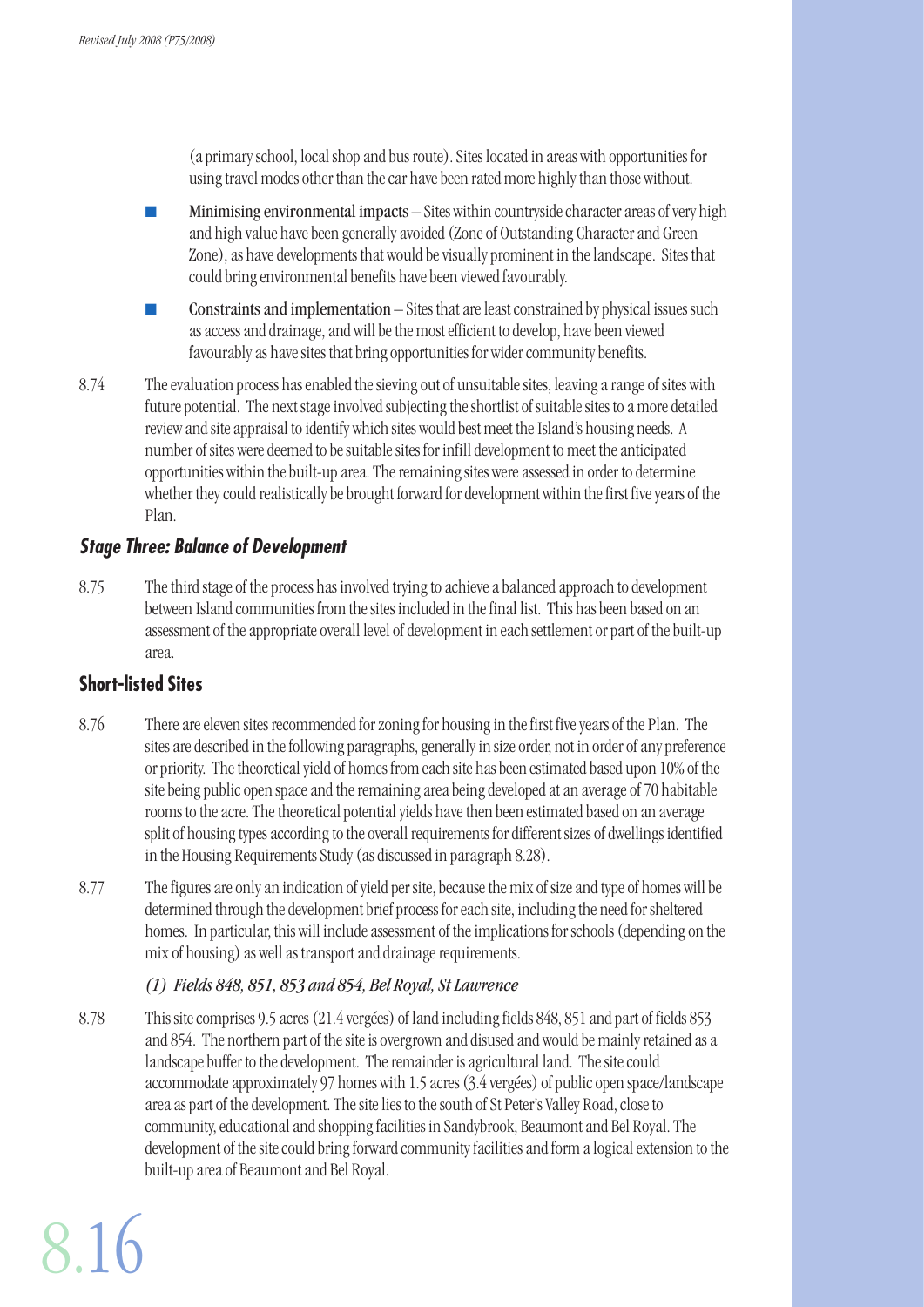(a primary school, local shop and bus route). Sites located in areas with opportunities for using travel modes other than the car have been rated more highly than those without.

- Minimising environmental impacts – Sites within countryside character areas of very high and high value have been generally avoided (Zone of Outstanding Character and Green Zone), as have developments that would be visually prominent in the landscape. Sites that could bring environmental benefits have been viewed favourably.
- Constraints and implementation – Sites that are least constrained by physical issues such as access and drainage, and will be the most efficient to develop, have been viewed favourably as have sites that bring opportunities for wider community benefits.

8.74 The evaluation process has enabled the sieving out of unsuitable sites, leaving a range of sites with future potential. The next stage involved subjecting the shortlist of suitable sites to a more detailed review and site appraisal to identify which sites would best meet the Island's housing needs. A number of sites were deemed to be suitable sites for infill development to meet the anticipated opportunities within the built-up area. The remaining sites were assessed in order to determine whether they could realistically be brought forward for development within the first five years of the Plan.

### *Stage Three: Balance of Development*

8.75 The third stage of the process has involved trying to achieve a balanced approach to development between Island communities from the sites included in the final list. This has been based on an assessment of the appropriate overall level of development in each settlement or part of the built-up area.

## Short-listed Sites

8.76 There are eleven sites recommended for zoning for housing in the first five years of the Plan. The sites are described in the following paragraphs, generally in size order, not in order of any preference or priority. The theoretical yield of homes from each site has been estimated based upon 10% of the site being public open space and the remaining area being developed at an average of 70 habitable rooms to the acre. The theoretical potential yields have then been estimated based on an average split of housing types according to the overall requirements for different sizes of dwellings identified in the Housing Requirements Study (as discussed in paragraph 8.28).

8.77 The figures are only an indication of yield per site, because the mix of size and type of homes will be determined through the development brief process for each site, including the need for sheltered homes. In particular, this will include assessment of the implications for schools (depending on the mix of housing) as well as transport and drainage requirements.

*(1) Fields 848, 851, 853 and 854, Bel Royal, St Lawrence*

8.78 This site comprises 9.5 acres (21.4 vergées) of land including fields 848, 851 and part of fields 853 and 854. The northern part of the site is overgrown and disused and would be mainly retained as a landscape buffer to the development. The remainder is agricultural land. The site could accommodate approximately 97 homes with 1.5 acres (3.4 vergées) of public open space/landscape area as part of the development. The site lies to the south of St Peter's Valley Road, close to community, educational and shopping facilities in Sandybrook, Beaumont and Bel Royal. The development of the site could bring forward community facilities and form a logical extension to the built-up area of Beaumont and Bel Royal.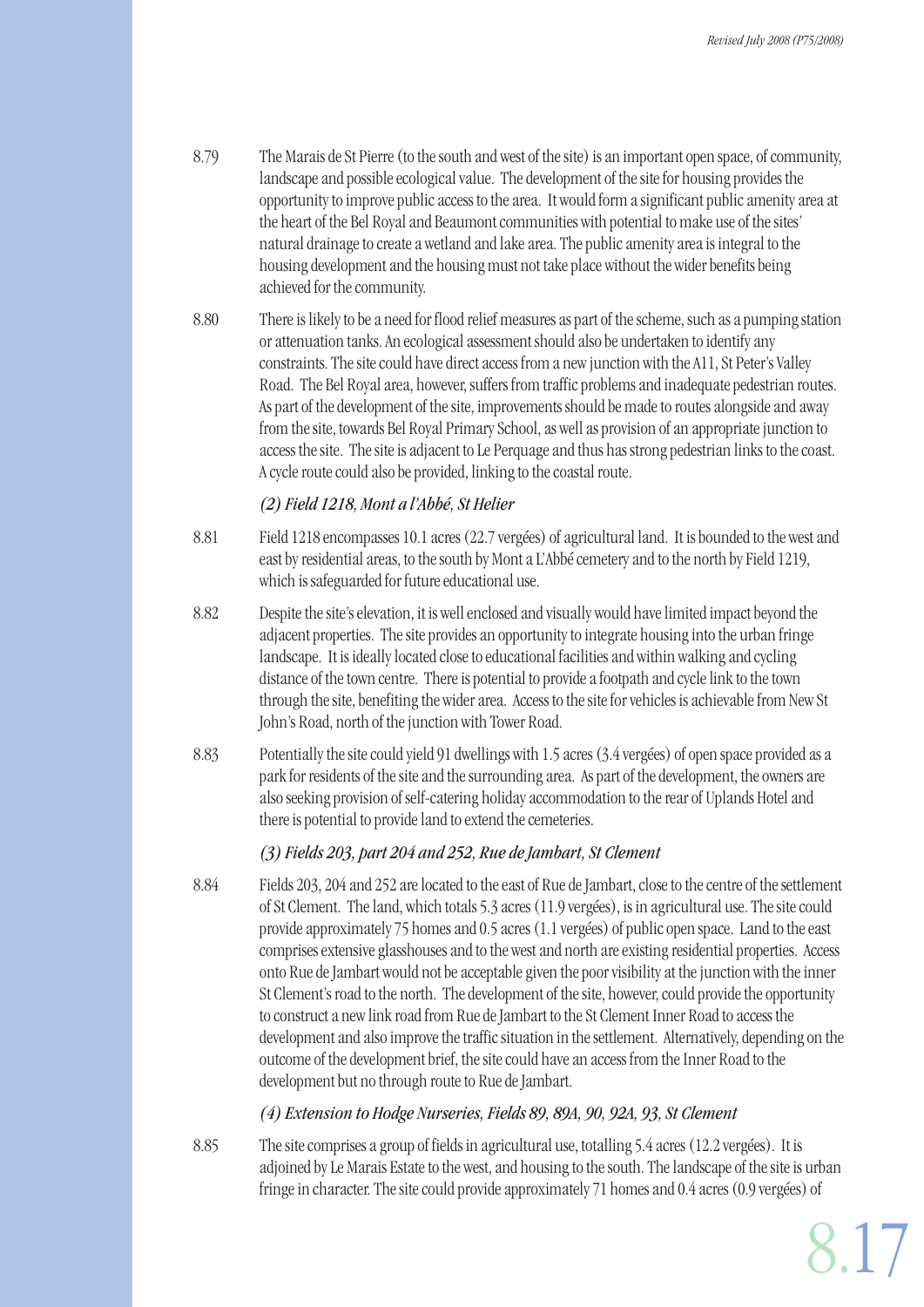8.79 The Marais de St Pierre (to the south and west of the site) is an important open space, of community, landscape and possible ecological value. The development of the site for housing provides the opportunity to improve public access to the area. It would form a significant public amenity area at the heart of the Bel Royal and Beaumont communities with potential to make use of the sites' natural drainage to create a wetland and lake area. The public amenity area is integral to the housing development and the housing must not take place without the wider benefits being achieved for the community.

8.80 There is likely to be a need for flood relief measures as part of the scheme, such as a pumping station or attenuation tanks. An ecological assessment should also be undertaken to identify any constraints. The site could have direct access from a new junction with the A11, St Peter's Valley Road. The Bel Royal area, however, suffers from traffic problems and inadequate pedestrian routes. As part of the development of the site, improvements should be made to routes alongside and away from the site, towards Bel Royal Primary School, as well as provision of an appropriate junction to access the site. The site is adjacent to Le Perquage and thus has strong pedestrian links to the coast. A cycle route could also be provided, linking to the coastal route.

### *(2) Field 1218, Mont a l'Abbé, St Helier*

8.81 Field 1218 encompasses 10.1 acres (22.7 vergées) of agricultural land. It is bounded to the west and east by residential areas, to the south by Mont a L'Abbé cemetery and to the north by Field 1219, which is safeguarded for future educational use.

8.82 Despite the site's elevation, it is well enclosed and visually would have limited impact beyond the adjacent properties. The site provides an opportunity to integrate housing into the urban fringe landscape. It is ideally located close to educational facilities and within walking and cycling distance of the town centre. There is potential to provide a footpath and cycle link to the town through the site, benefiting the wider area. Access to the site for vehicles is achievable from New St John's Road, north of the junction with Tower Road.

8.83 Potentially the site could yield 91 dwellings with 1.5 acres (3.4 vergées) of open space provided as a park for residents of the site and the surrounding area. As part of the development, the owners are also seeking provision of self-catering holiday accommodation to the rear of Uplands Hotel and there is potential to provide land to extend the cemeteries.

### *(3) Fields 203, part 204 and 252, Rue de Jambart, St Clement*

8.84 Fields 203, 204 and 252 are located to the east of Rue de Jambart, close to the centre of the settlement of St Clement. The land, which totals 5.3 acres (11.9 vergées), is in agricultural use. The site could provide approximately 75 homes and 0.5 acres (1.1 vergées) of public open space. Land to the east comprises extensive glasshouses and to the west and north are existing residential properties. Access onto Rue de Jambart would not be acceptable given the poor visibility at the junction with the inner St Clement's road to the north. The development of the site, however, could provide the opportunity to construct a new link road from Rue de Jambart to the St Clement Inner Road to access the development and also improve the traffic situation in the settlement. Alternatively, depending on the outcome of the development brief, the site could have an access from the Inner Road to the development but no through route to Rue de Jambart.

### *(4) Extension to Hodge Nurseries, Fields 89, 89A, 90, 92A, 93, St Clement*

8.85 The site comprises a group of fields in agricultural use, totalling 5.4 acres (12.2 vergées). It is adjoined by Le Marais Estate to the west, and housing to the south. The landscape of the site is urban fringe in character. The site could provide approximately 71 homes and 0.4 acres (0.9 vergées) of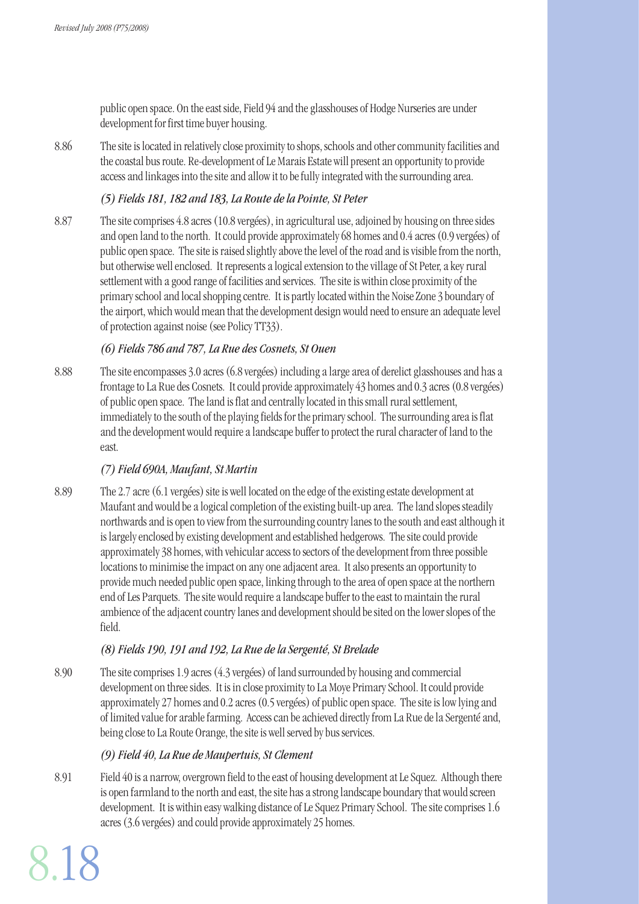public open space. On the east side, Field 94 and the glasshouses of Hodge Nurseries are under development for first time buyer housing.

8.86 The site is located in relatively close proximity to shops, schools and other community facilities and the coastal bus route. Re-development of Le Marais Estate will present an opportunity to provide access and linkages into the site and allow it to be fully integrated with the surrounding area.

*(5) Fields 181, 182 and 183, La Route de la Pointe, St Peter*

8.87 The site comprises 4.8 acres (10.8 vergées), in agricultural use, adjoined by housing on three sides and open land to the north. It could provide approximately 68 homes and 0.4 acres (0.9 vergées) of public open space. The site is raised slightly above the level of the road and is visible from the north, but otherwise well enclosed. It represents a logical extension to the village of St Peter, a key rural settlement with a good range of facilities and services. The site is within close proximity of the primary school and local shopping centre. It is partly located within the Noise Zone 3 boundary of the airport, which would mean that the development design would need to ensure an adequate level of protection against noise (see Policy TT33).

*(6) Fields 786 and 787, La Rue des Cosnets, St Ouen*

8.88 The site encompasses 3.0 acres (6.8 vergées) including a large area of derelict glasshouses and has a frontage to La Rue des Cosnets. It could provide approximately 43 homes and 0.3 acres (0.8 vergées) of public open space. The land is flat and centrally located in this small rural settlement, immediately to the south of the playing fields for the primary school. The surrounding area is flat and the development would require a landscape buffer to protect the rural character of land to the east.

*(7) Field 690A, Maufant, St Martin*

8.89 The 2.7 acre (6.1 vergées) site is well located on the edge of the existing estate development at Maufant and would be a logical completion of the existing built-up area. The land slopes steadily northwards and is open to view from the surrounding country lanes to the south and east although it is largely enclosed by existing development and established hedgerows. The site could provide approximately 38 homes, with vehicular access to sectors of the development from three possible locations to minimise the impact on any one adjacent area. It also presents an opportunity to provide much needed public open space, linking through to the area of open space at the northern end of Les Parquets. The site would require a landscape buffer to the east to maintain the rural ambience of the adjacent country lanes and development should be sited on the lower slopes of the field.

*(8) Fields 190, 191 and 192, La Rue de la Sergenté, St Brelade*

8.90 The site comprises 1.9 acres (4.3 vergées) of land surrounded by housing and commercial development on three sides. It is in close proximity to La Moye Primary School. It could provide approximately 27 homes and 0.2 acres (0.5 vergées) of public open space. The site is low lying and of limited value for arable farming. Access can be achieved directly from La Rue de la Sergenté and, being close to La Route Orange, the site is well served by bus services.

*(9) Field 40, La Rue de Maupertuis, St Clement*

8.91 Field 40 is a narrow, overgrown field to the east of housing development at Le Squez. Although there is open farmland to the north and east, the site has a strong landscape boundary that would screen development. It is within easy walking distance of Le Squez Primary School. The site comprises 1.6 acres (3.6 vergées) and could provide approximately 25 homes.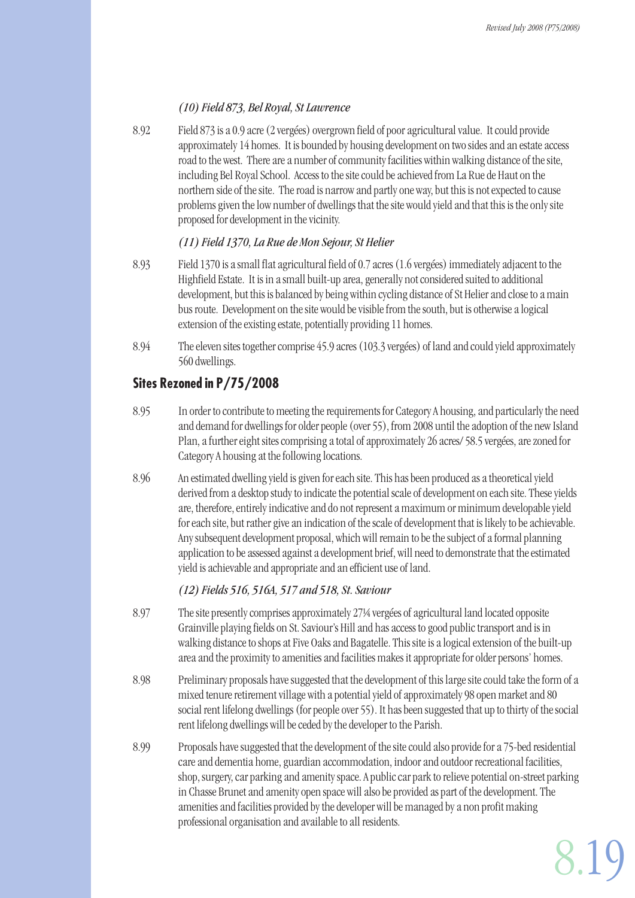*(10) Field 873, Bel Royal, St Lawrence*

8.92 Field 873 is a 0.9 acre (2 vergées) overgrown field of poor agricultural value. It could provide approximately 14 homes. It is bounded by housing development on two sides and an estate access road to the west. There are a number of community facilities within walking distance of the site, including Bel Royal School. Access to the site could be achieved from La Rue de Haut on the northern side of the site. The road is narrow and partly one way, but this is not expected to cause problems given the low number of dwellings that the site would yield and that this is the only site proposed for development in the vicinity.

*(11) Field 1370, La Rue de Mon Sejour, St Helier*

8.93 Field 1370 is a small flat agricultural field of 0.7 acres (1.6 vergées) immediately adjacent to the Highfield Estate. It is in a small built-up area, generally not considered suited to additional development, but this is balanced by being within cycling distance of St Helier and close to a main bus route. Development on the site would be visible from the south, but is otherwise a logical extension of the existing estate, potentially providing 11 homes.

8.94 The eleven sites together comprise 45.9 acres (103.3 vergées) of land and could yield approximately 560 dwellings.

## Sites Rezoned in P/75/2008

8.95 In order to contribute to meeting the requirements for Category A housing, and particularly the need and demand for dwellings for older people (over 55), from 2008 until the adoption of the new Island Plan, a further eight sites comprising a total of approximately 26 acres/ 58.5 vergées, are zoned for Category A housing at the following locations.

8.96 An estimated dwelling yield is given for each site. This has been produced as a theoretical yield derived from a desktop study to indicate the potential scale of development on each site. These yields are, therefore, entirely indicative and do not represent a maximum or minimum developable yield for each site, but rather give an indication of the scale of development that is likely to be achievable. Any subsequent development proposal, which will remain to be the subject of a formal planning application to be assessed against a development brief, will need to demonstrate that the estimated yield is achievable and appropriate and an efficient use of land.

*(12) Fields 516, 516A, 517 and 518, St. Saviour*

8.97 The site presently comprises approximately 27¼ vergées of agricultural land located opposite Grainville playing fields on St. Saviour's Hill and has access to good public transport and is in walking distance to shops at Five Oaks and Bagatelle. This site is a logical extension of the built-up area and the proximity to amenities and facilities makes it appropriate for older persons' homes.

8.98 Preliminary proposals have suggested that the development of this large site could take the form of a mixed tenure retirement village with a potential yield of approximately 98 open market and 80 social rent lifelong dwellings (for people over 55). It has been suggested that up to thirty of the social rent lifelong dwellings will be ceded by the developer to the Parish.

8.99 Proposals have suggested that the development of the site could also provide for a 75-bed residential care and dementia home, guardian accommodation, indoor and outdoor recreational facilities, shop, surgery, car parking and amenity space. A public car park to relieve potential on-street parking in Chasse Brunet and amenity open space will also be provided as part of the development. The amenities and facilities provided by the developer will be managed by a non profit making professional organisation and available to all residents.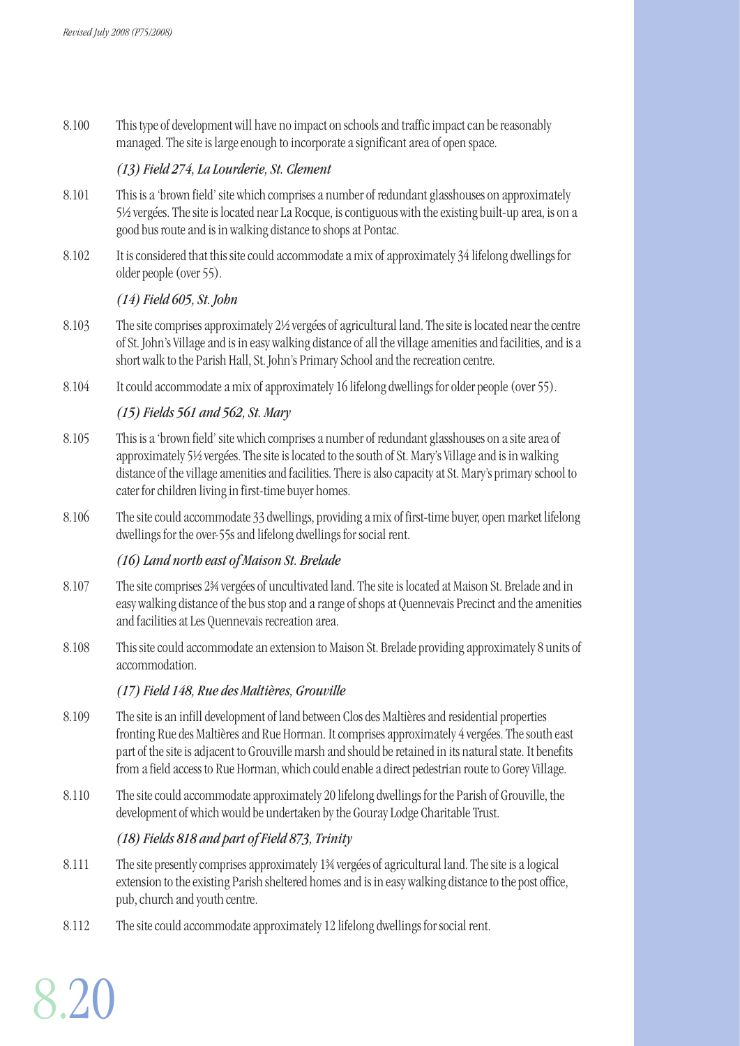8.100 This type of development will have no impact on schools and traffic impact can be reasonably managed. The site is large enough to incorporate a significant area of open space.

### *(13) Field 274, La Lourderie, St. Clement*

8.101 This is a 'brown field' site which comprises a number of redundant glasshouses on approximately 5½ vergées. The site is located near La Rocque, is contiguous with the existing built-up area, is on a good bus route and is in walking distance to shops at Pontac.

8.102 It is considered that this site could accommodate a mix of approximately 34 lifelong dwellings for older people (over 55).

### *(14) Field 605, St. John*

8.103 The site comprises approximately 2½ vergées of agricultural land. The site is located near the centre of St. John's Village and is in easy walking distance of all the village amenities and facilities, and is a short walk to the Parish Hall, St. John's Primary School and the recreation centre.

8.104 It could accommodate a mix of approximately 16 lifelong dwellings for older people (over 55).

### *(15) Fields 561 and 562, St. Mary*

8.105 This is a 'brown field' site which comprises a number of redundant glasshouses on a site area of approximately 5½ vergées. The site is located to the south of St. Mary's Village and is in walking distance of the village amenities and facilities. There is also capacity at St. Mary's primary school to cater for children living in first-time buyer homes.

8.106 The site could accommodate 33 dwellings, providing a mix of first-time buyer, open market lifelong dwellings for the over-55s and lifelong dwellings for social rent.

### *(16) Land north east of Maison St. Brelade*

8.107 The site comprises 2¾ vergées of uncultivated land. The site is located at Maison St. Brelade and in easy walking distance of the bus stop and a range of shops at Quennevais Precinct and the amenities and facilities at Les Quennevais recreation area.

8.108 This site could accommodate an extension to Maison St. Brelade providing approximately 8 units of accommodation.

### *(17) Field 148, Rue des Maltières, Grouville*

8.109 The site is an infill development of land between Clos des Maltières and residential properties fronting Rue des Maltières and Rue Horman. It comprises approximately 4 vergées. The south east part of the site is adjacent to Grouville marsh and should be retained in its natural state. It benefits from a field access to Rue Horman, which could enable a direct pedestrian route to Gorey Village.

8.110 The site could accommodate approximately 20 lifelong dwellings for the Parish of Grouville, the development of which would be undertaken by the Gouray Lodge Charitable Trust.

### *(18) Fields 818 and part of Field 873, Trinity*

8.111 The site presently comprises approximately 1¾ vergées of agricultural land. The site is a logical extension to the existing Parish sheltered homes and is in easy walking distance to the post office, pub, church and youth centre.

8.112 The site could accommodate approximately 12 lifelong dwellings for social rent.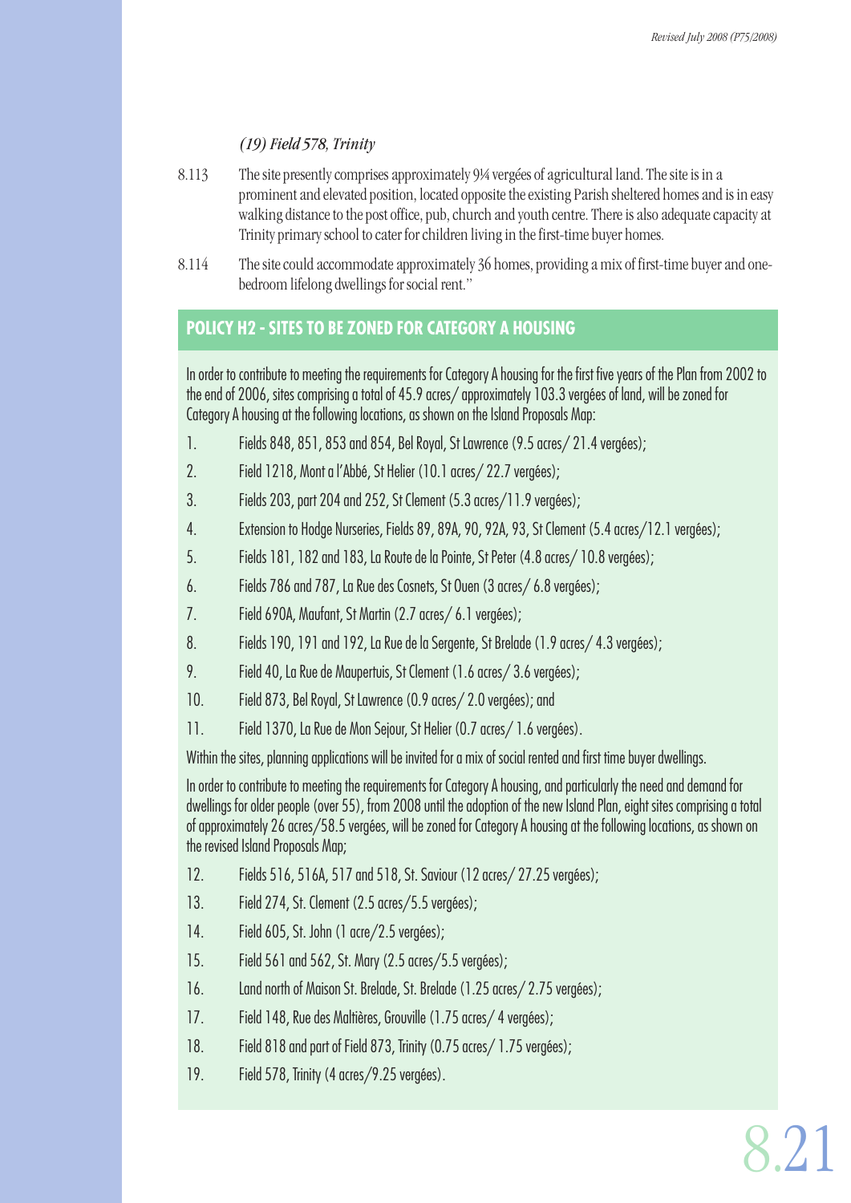*(19) Field 578, Trinity*

8.113 The site presently comprises approximately 9¼ vergées of agricultural land. The site is in a prominent and elevated position, located opposite the existing Parish sheltered homes and is in easy walking distance to the post office, pub, church and youth centre. There is also adequate capacity at Trinity primary school to cater for children living in the first-time buyer homes.

8.114 The site could accommodate approximately 36 homes, providing a mix of first-time buyer and one-bedroom lifelong dwellings for social rent."

## POLICY H2 - SITES TO BE ZONED FOR CATEGORY A HOUSING

In order to contribute to meeting the requirements for Category A housing for the first five years of the Plan from 2002 to the end of 2006, sites comprising a total of 45.9 acres/ approximately 103.3 vergées of land, will be zoned for Category A housing at the following locations, as shown on the Island Proposals Map:

1. Fields 848, 851, 853 and 854, Bel Royal, St Lawrence (9.5 acres/ 21.4 vergées);
2. Field 1218, Mont a l'Abbé, St Helier (10.1 acres/ 22.7 vergées);
3. Fields 203, part 204 and 252, St Clement (5.3 acres/11.9 vergées);
4. Extension to Hodge Nurseries, Fields 89, 89A, 90, 92A, 93, St Clement (5.4 acres/12.1 vergées);
5. Fields 181, 182 and 183, La Route de la Pointe, St Peter (4.8 acres/ 10.8 vergées);
6. Fields 786 and 787, La Rue des Cosnets, St Ouen (3 acres/ 6.8 vergées);
7. Field 690A, Maufant, St Martin (2.7 acres/ 6.1 vergées);
8. Fields 190, 191 and 192, La Rue de la Sergente, St Brelade (1.9 acres/ 4.3 vergées);
9. Field 40, La Rue de Maupertuis, St Clement (1.6 acres/ 3.6 vergées);
10. Field 873, Bel Royal, St Lawrence (0.9 acres/ 2.0 vergées); and
11. Field 1370, La Rue de Mon Sejour, St Helier (0.7 acres/ 1.6 vergées).

Within the sites, planning applications will be invited for a mix of social rented and first time buyer dwellings.

In order to contribute to meeting the requirements for Category A housing, and particularly the need and demand for dwellings for older people (over 55), from 2008 until the adoption of the new Island Plan, eight sites comprising a total of approximately 26 acres/58.5 vergées, will be zoned for Category A housing at the following locations, as shown on the revised Island Proposals Map;

12. Fields 516, 516A, 517 and 518, St. Saviour (12 acres/ 27.25 vergées);
13. Field 274, St. Clement (2.5 acres/5.5 vergées);
14. Field 605, St. John (1 acre/2.5 vergées);
15. Field 561 and 562, St. Mary (2.5 acres/5.5 vergées);
16. Land north of Maison St. Brelade, St. Brelade (1.25 acres/ 2.75 vergées);
17. Field 148, Rue des Maltières, Grouville (1.75 acres/ 4 vergées);
18. Field 818 and part of Field 873, Trinity (0.75 acres/ 1.75 vergées);
19. Field 578, Trinity (4 acres/9.25 vergées).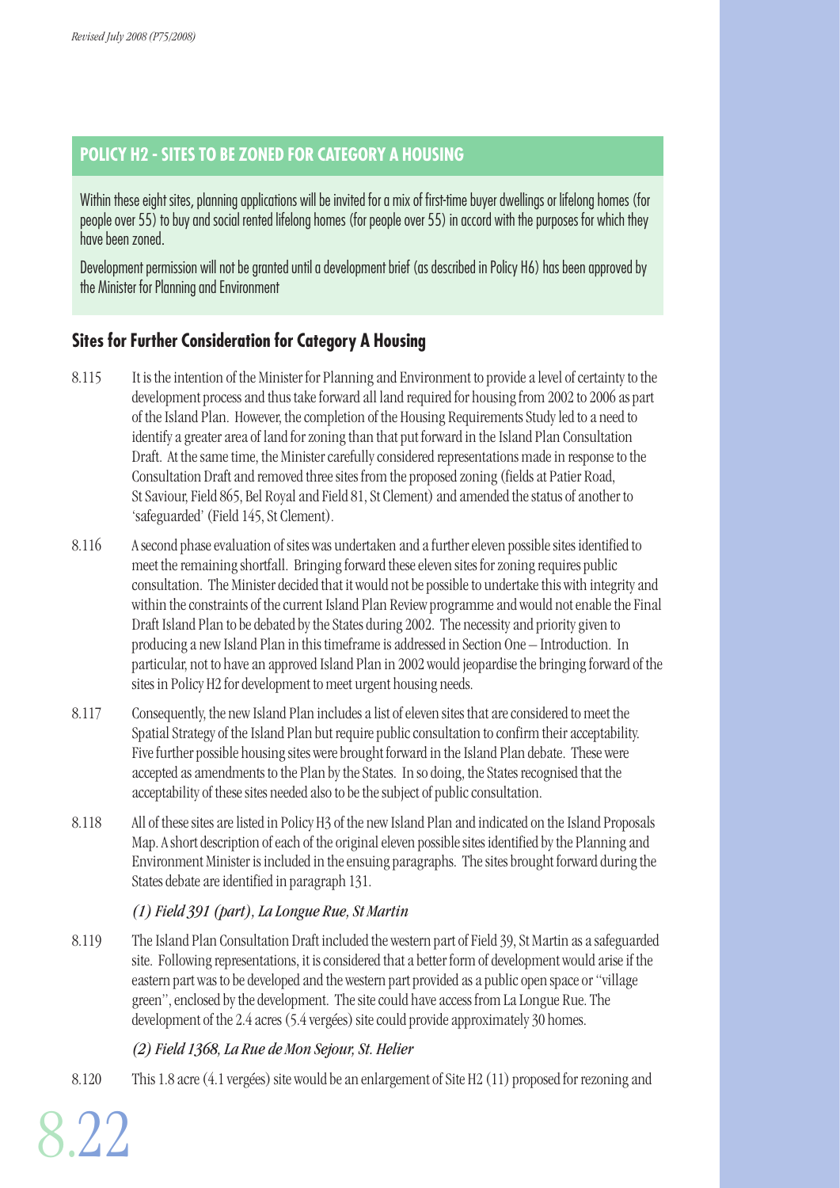## POLICY H2 - SITES TO BE ZONED FOR CATEGORY A HOUSING

Within these eight sites, planning applications will be invited for a mix of first-time buyer dwellings or lifelong homes (for people over 55) to buy and social rented lifelong homes (for people over 55) in accord with the purposes for which they have been zoned.

Development permission will not be granted until a development brief (as described in Policy H6) has been approved by the Minister for Planning and Environment

### Sites for Further Consideration for Category A Housing

8.115 It is the intention of the Minister for Planning and Environment to provide a level of certainty to the development process and thus take forward all land required for housing from 2002 to 2006 as part of the Island Plan. However, the completion of the Housing Requirements Study led to a need to identify a greater area of land for zoning than that put forward in the Island Plan Consultation Draft. At the same time, the Minister carefully considered representations made in response to the Consultation Draft and removed three sites from the proposed zoning (fields at Patier Road, St Saviour, Field 865, Bel Royal and Field 81, St Clement) and amended the status of another to 'safeguarded' (Field 145, St Clement).

8.116 A second phase evaluation of sites was undertaken and a further eleven possible sites identified to meet the remaining shortfall. Bringing forward these eleven sites for zoning requires public consultation. The Minister decided that it would not be possible to undertake this with integrity and within the constraints of the current Island Plan Review programme and would not enable the Final Draft Island Plan to be debated by the States during 2002. The necessity and priority given to producing a new Island Plan in this timeframe is addressed in Section One – Introduction. In particular, not to have an approved Island Plan in 2002 would jeopardise the bringing forward of the sites in Policy H2 for development to meet urgent housing needs.

8.117 Consequently, the new Island Plan includes a list of eleven sites that are considered to meet the Spatial Strategy of the Island Plan but require public consultation to confirm their acceptability. Five further possible housing sites were brought forward in the Island Plan debate. These were accepted as amendments to the Plan by the States. In so doing, the States recognised that the acceptability of these sites needed also to be the subject of public consultation.

8.118 All of these sites are listed in Policy H3 of the new Island Plan and indicated on the Island Proposals Map. A short description of each of the original eleven possible sites identified by the Planning and Environment Minister is included in the ensuing paragraphs. The sites brought forward during the States debate are identified in paragraph 131.

*(1) Field 391 (part), La Longue Rue, St Martin*

8.119 The Island Plan Consultation Draft included the western part of Field 39, St Martin as a safeguarded site. Following representations, it is considered that a better form of development would arise if the eastern part was to be developed and the western part provided as a public open space or "village green", enclosed by the development. The site could have access from La Longue Rue. The development of the 2.4 acres (5.4 vergées) site could provide approximately 30 homes.

*(2) Field 1368, La Rue de Mon Sejour, St. Helier*

8.120 This 1.8 acre (4.1 vergées) site would be an enlargement of Site H2 (11) proposed for rezoning and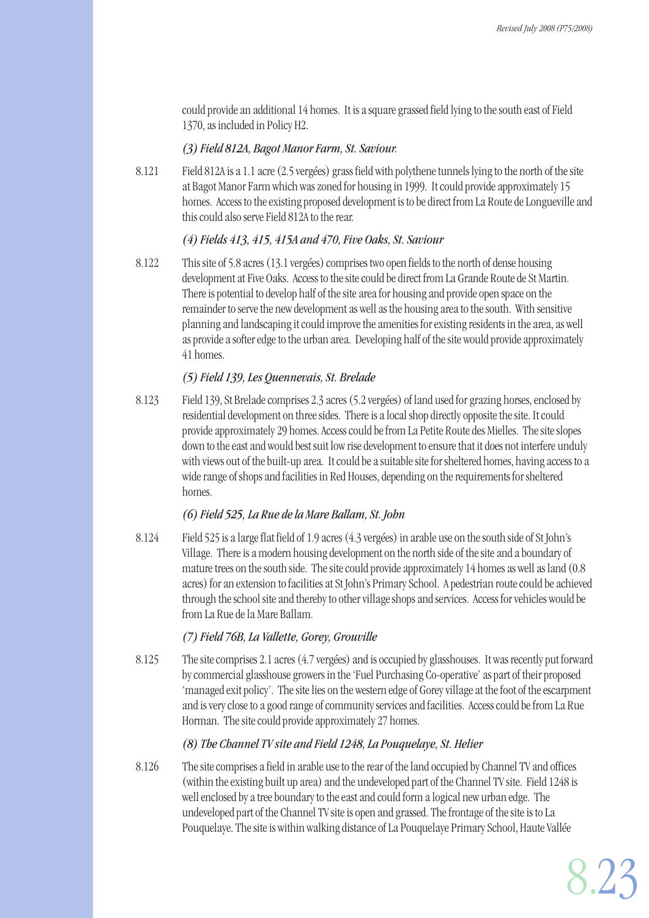could provide an additional 14 homes. It is a square grassed field lying to the south east of Field 1370, as included in Policy H2.

*(3) Field 812A, Bagot Manor Farm, St. Saviour.*

8.121 Field 812A is a 1.1 acre (2.5 vergées) grass field with polythene tunnels lying to the north of the site at Bagot Manor Farm which was zoned for housing in 1999. It could provide approximately 15 homes. Access to the existing proposed development is to be direct from La Route de Longueville and this could also serve Field 812A to the rear.

*(4) Fields 413, 415, 415A and 470, Five Oaks, St. Saviour*

8.122 This site of 5.8 acres (13.1 vergées) comprises two open fields to the north of dense housing development at Five Oaks. Access to the site could be direct from La Grande Route de St Martin. There is potential to develop half of the site area for housing and provide open space on the remainder to serve the new development as well as the housing area to the south. With sensitive planning and landscaping it could improve the amenities for existing residents in the area, as well as provide a softer edge to the urban area. Developing half of the site would provide approximately 41 homes.

*(5) Field 139, Les Quennevais, St. Brelade*

8.123 Field 139, St Brelade comprises 2.3 acres (5.2 vergées) of land used for grazing horses, enclosed by residential development on three sides. There is a local shop directly opposite the site. It could provide approximately 29 homes. Access could be from La Petite Route des Mielles. The site slopes down to the east and would best suit low rise development to ensure that it does not interfere unduly with views out of the built-up area. It could be a suitable site for sheltered homes, having access to a wide range of shops and facilities in Red Houses, depending on the requirements for sheltered homes.

*(6) Field 525, La Rue de la Mare Ballam, St. John*

8.124 Field 525 is a large flat field of 1.9 acres (4.3 vergées) in arable use on the south side of St John's Village. There is a modern housing development on the north side of the site and a boundary of mature trees on the south side. The site could provide approximately 14 homes as well as land (0.8 acres) for an extension to facilities at St John's Primary School. A pedestrian route could be achieved through the school site and thereby to other village shops and services. Access for vehicles would be from La Rue de la Mare Ballam.

*(7) Field 76B, La Vallette, Gorey, Grouville*

8.125 The site comprises 2.1 acres (4.7 vergées) and is occupied by glasshouses. It was recently put forward by commercial glasshouse growers in the 'Fuel Purchasing Co-operative' as part of their proposed 'managed exit policy'. The site lies on the western edge of Gorey village at the foot of the escarpment and is very close to a good range of community services and facilities. Access could be from La Rue Horman. The site could provide approximately 27 homes.

*(8) The Channel TV site and Field 1248, La Pouquelaye, St. Helier*

8.126 The site comprises a field in arable use to the rear of the land occupied by Channel TV and offices (within the existing built up area) and the undeveloped part of the Channel TV site. Field 1248 is well enclosed by a tree boundary to the east and could form a logical new urban edge. The undeveloped part of the Channel TV site is open and grassed. The frontage of the site is to La Pouquelaye. The site is within walking distance of La Pouquelaye Primary School, Haute Vallée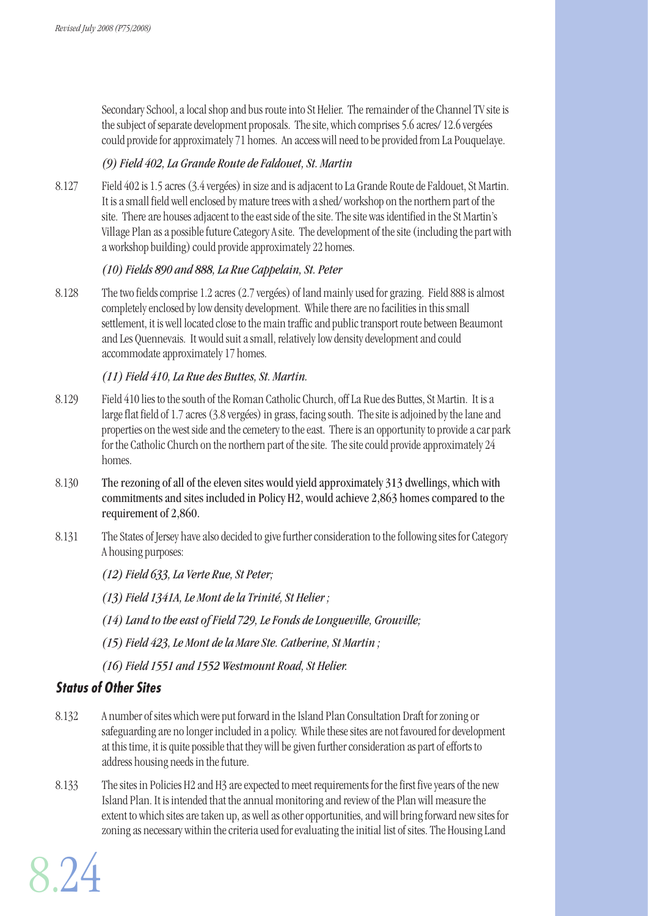Secondary School, a local shop and bus route into St Helier. The remainder of the Channel TV site is the subject of separate development proposals. The site, which comprises 5.6 acres/ 12.6 vergées could provide for approximately 71 homes. An access will need to be provided from La Pouquelaye.

*(9) Field 402, La Grande Route de Faldouet, St. Martin*

8.127 Field 402 is 1.5 acres (3.4 vergées) in size and is adjacent to La Grande Route de Faldouet, St Martin. It is a small field well enclosed by mature trees with a shed/ workshop on the northern part of the site. There are houses adjacent to the east side of the site. The site was identified in the St Martin's Village Plan as a possible future Category A site. The development of the site (including the part with a workshop building) could provide approximately 22 homes.

*(10) Fields 890 and 888, La Rue Cappelain, St. Peter*

8.128 The two fields comprise 1.2 acres (2.7 vergées) of land mainly used for grazing. Field 888 is almost completely enclosed by low density development. While there are no facilities in this small settlement, it is well located close to the main traffic and public transport route between Beaumont and Les Quennevais. It would suit a small, relatively low density development and could accommodate approximately 17 homes.

*(11) Field 410, La Rue des Buttes, St. Martin.*

8.129 Field 410 lies to the south of the Roman Catholic Church, off La Rue des Buttes, St Martin. It is a large flat field of 1.7 acres (3.8 vergées) in grass, facing south. The site is adjoined by the lane and properties on the west side and the cemetery to the east. There is an opportunity to provide a car park for the Catholic Church on the northern part of the site. The site could provide approximately 24 homes.

8.130 The rezoning of all of the eleven sites would yield approximately 313 dwellings, which with commitments and sites included in Policy H2, would achieve 2,863 homes compared to the requirement of 2,860.

8.131 The States of Jersey have also decided to give further consideration to the following sites for Category A housing purposes:

*(12) Field 633, La Verte Rue, St Peter;*

*(13) Field 1341A, Le Mont de la Trinité, St Helier ;*

*(14) Land to the east of Field 729, Le Fonds de Longueville, Grouville;*

*(15) Field 423, Le Mont de la Mare Ste. Catherine, St Martin ;*

*(16) Field 1551 and 1552 Westmount Road, St Helier.*

## Status of Other Sites

8.132 A number of sites which were put forward in the Island Plan Consultation Draft for zoning or safeguarding are no longer included in a policy. While these sites are not favoured for development at this time, it is quite possible that they will be given further consideration as part of efforts to address housing needs in the future.

8.133 The sites in Policies H2 and H3 are expected to meet requirements for the first five years of the new Island Plan. It is intended that the annual monitoring and review of the Plan will measure the extent to which sites are taken up, as well as other opportunities, and will bring forward new sites for zoning as necessary within the criteria used for evaluating the initial list of sites. The Housing Land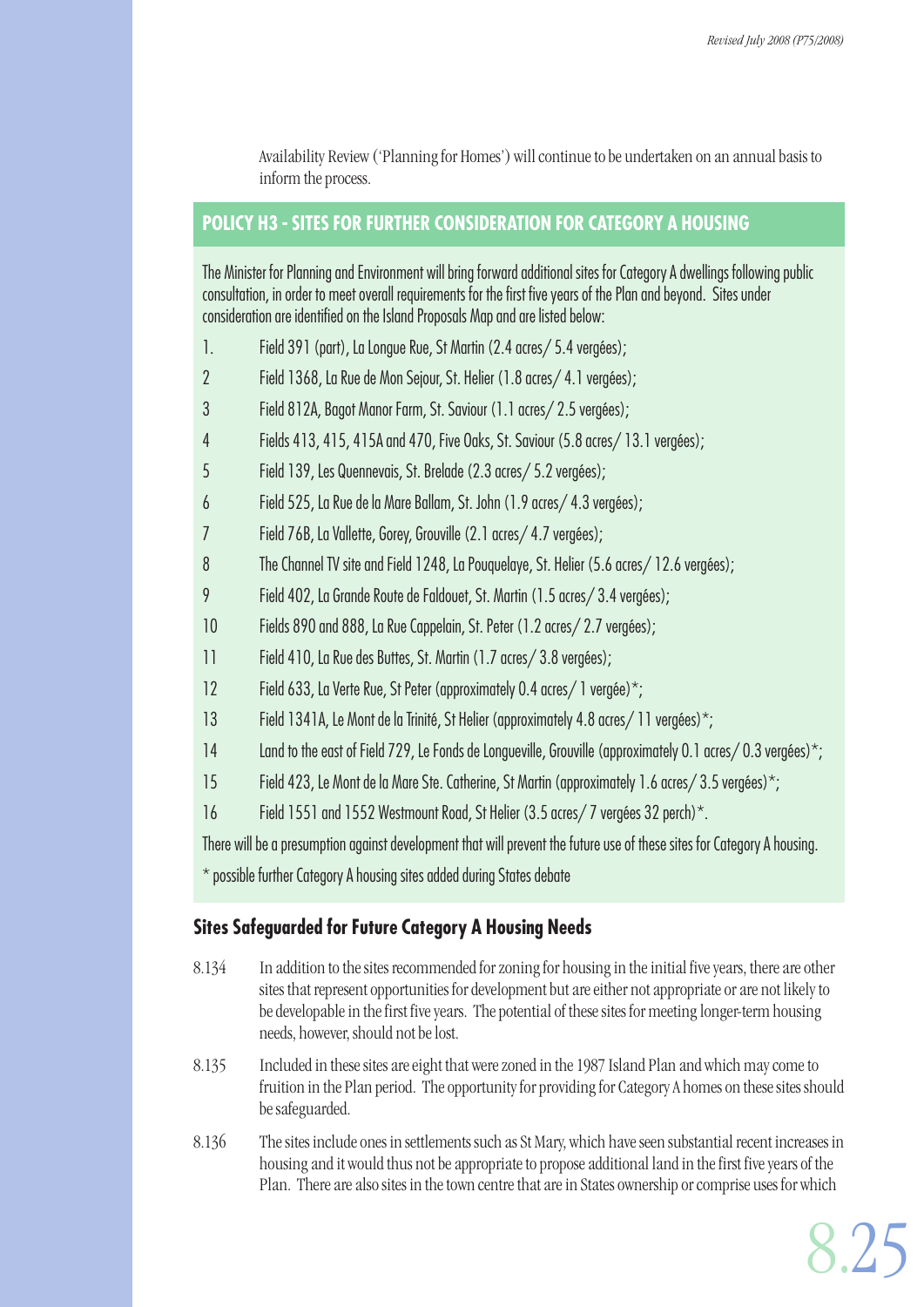Availability Review ('Planning for Homes') will continue to be undertaken on an annual basis to inform the process.

## POLICY H3 - SITES FOR FURTHER CONSIDERATION FOR CATEGORY A HOUSING

The Minister for Planning and Environment will bring forward additional sites for Category A dwellings following public consultation, in order to meet overall requirements for the first five years of the Plan and beyond. Sites under consideration are identified on the Island Proposals Map and are listed below:

1. Field 391 (part), La Longue Rue, St Martin (2.4 acres/ 5.4 vergées);
2. Field 1368, La Rue de Mon Sejour, St. Helier (1.8 acres/ 4.1 vergées);
3. Field 812A, Bagot Manor Farm, St. Saviour (1.1 acres/ 2.5 vergées);
4. Fields 413, 415, 415A and 470, Five Oaks, St. Saviour (5.8 acres/ 13.1 vergées);
5. Field 139, Les Quennevais, St. Brelade (2.3 acres/ 5.2 vergées);
6. Field 525, La Rue de la Mare Ballam, St. John (1.9 acres/ 4.3 vergées);
7. Field 76B, La Vallette, Gorey, Grouville (2.1 acres/ 4.7 vergées);
8. The Channel TV site and Field 1248, La Pouquelaye, St. Helier (5.6 acres/ 12.6 vergées);
9. Field 402, La Grande Route de Faldouet, St. Martin (1.5 acres/ 3.4 vergées);
10. Fields 890 and 888, La Rue Cappelain, St. Peter (1.2 acres/ 2.7 vergées);
11. Field 410, La Rue des Buttes, St. Martin (1.7 acres/ 3.8 vergées);
12. Field 633, La Verte Rue, St Peter (approximately 0.4 acres/ 1 vergée)*;
13. Field 1341A, Le Mont de la Trinité, St Helier (approximately 4.8 acres/ 11 vergées)*;
14. Land to the east of Field 729, Le Fonds de Longueville, Grouville (approximately 0.1 acres/ 0.3 vergées)*;
15. Field 423, Le Mont de la Mare Ste. Catherine, St Martin (approximately 1.6 acres/ 3.5 vergées)*;
16. Field 1551 and 1552 Westmount Road, St Helier (3.5 acres/ 7 vergées 32 perch)*.

There will be a presumption against development that will prevent the future use of these sites for Category A housing.

* possible further Category A housing sites added during States debate

### Sites Safeguarded for Future Category A Housing Needs

8.134 In addition to the sites recommended for zoning for housing in the initial five years, there are other sites that represent opportunities for development but are either not appropriate or are not likely to be developable in the first five years. The potential of these sites for meeting longer-term housing needs, however, should not be lost.

8.135 Included in these sites are eight that were zoned in the 1987 Island Plan and which may come to fruition in the Plan period. The opportunity for providing for Category A homes on these sites should be safeguarded.

8.136 The sites include ones in settlements such as St Mary, which have seen substantial recent increases in housing and it would thus not be appropriate to propose additional land in the first five years of the Plan. There are also sites in the town centre that are in States ownership or comprise uses for which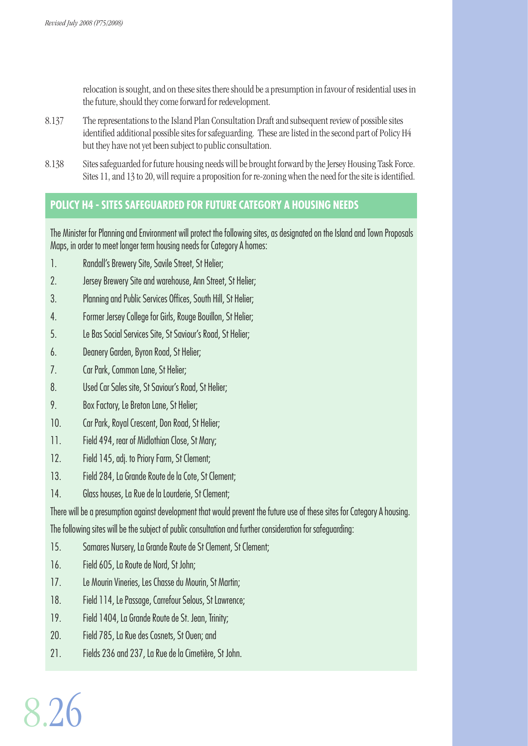relocation is sought, and on these sites there should be a presumption in favour of residential uses in the future, should they come forward for redevelopment.

8.137 The representations to the Island Plan Consultation Draft and subsequent review of possible sites identified additional possible sites for safeguarding. These are listed in the second part of Policy H4 but they have not yet been subject to public consultation.

8.138 Sites safeguarded for future housing needs will be brought forward by the Jersey Housing Task Force. Sites 11, and 13 to 20, will require a proposition for re-zoning when the need for the site is identified.

### POLICY H4 - SITES SAFEGUARDED FOR FUTURE CATEGORY A HOUSING NEEDS

The Minister for Planning and Environment will protect the following sites, as designated on the Island and Town Proposals Maps, in order to meet longer term housing needs for Category A homes:

1. Randall's Brewery Site, Savile Street, St Helier;
2. Jersey Brewery Site and warehouse, Ann Street, St Helier;
3. Planning and Public Services Offices, South Hill, St Helier;
4. Former Jersey College for Girls, Rouge Bouillon, St Helier;
5. Le Bas Social Services Site, St Saviour's Road, St Helier;
6. Deanery Garden, Byron Road, St Helier;
7. Car Park, Common Lane, St Helier;
8. Used Car Sales site, St Saviour's Road, St Helier;
9. Box Factory, Le Breton Lane, St Helier;
10. Car Park, Royal Crescent, Don Road, St Helier;
11. Field 494, rear of Midlothian Close, St Mary;
12. Field 145, adj. to Priory Farm, St Clement;
13. Field 284, La Grande Route de la Cote, St Clement;
14. Glass houses, La Rue de la Lourderie, St Clement;

There will be a presumption against development that would prevent the future use of these sites for Category A housing.

The following sites will be the subject of public consultation and further consideration for safeguarding:

15. Samares Nursery, La Grande Route de St Clement, St Clement;
16. Field 605, La Route de Nord, St John;
17. Le Mourin Vineries, Les Chasse du Mourin, St Martin;
18. Field 114, Le Passage, Carrefour Selous, St Lawrence;
19. Field 1404, La Grande Route de St. Jean, Trinity;
20. Field 785, La Rue des Cosnets, St Ouen; and
21. Fields 236 and 237, La Rue de la Cimetière, St John.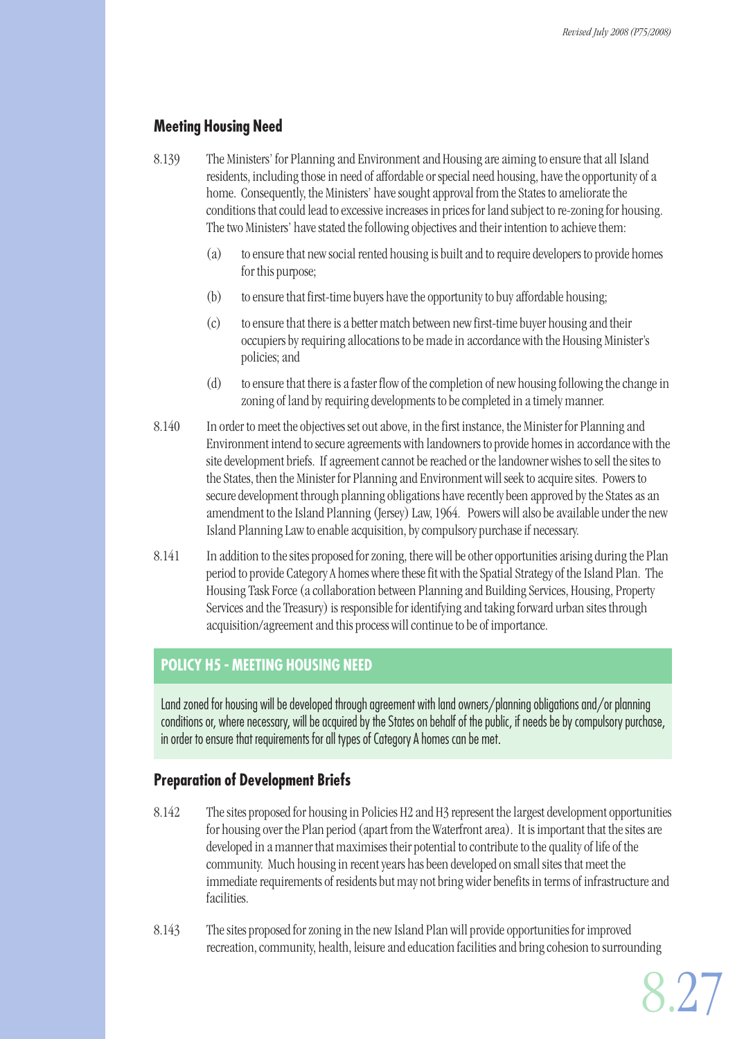## Meeting Housing Need

8.139 The Ministers' for Planning and Environment and Housing are aiming to ensure that all Island residents, including those in need of affordable or special need housing, have the opportunity of a home. Consequently, the Ministers' have sought approval from the States to ameliorate the conditions that could lead to excessive increases in prices for land subject to re-zoning for housing. The two Ministers' have stated the following objectives and their intention to achieve them:

(a) to ensure that new social rented housing is built and to require developers to provide homes for this purpose;

(b) to ensure that first-time buyers have the opportunity to buy affordable housing;

(c) to ensure that there is a better match between new first-time buyer housing and their occupiers by requiring allocations to be made in accordance with the Housing Minister's policies; and

(d) to ensure that there is a faster flow of the completion of new housing following the change in zoning of land by requiring developments to be completed in a timely manner.

8.140 In order to meet the objectives set out above, in the first instance, the Minister for Planning and Environment intend to secure agreements with landowners to provide homes in accordance with the site development briefs. If agreement cannot be reached or the landowner wishes to sell the sites to the States, then the Minister for Planning and Environment will seek to acquire sites. Powers to secure development through planning obligations have recently been approved by the States as an amendment to the Island Planning (Jersey) Law, 1964. Powers will also be available under the new Island Planning Law to enable acquisition, by compulsory purchase if necessary.

8.141 In addition to the sites proposed for zoning, there will be other opportunities arising during the Plan period to provide Category A homes where these fit with the Spatial Strategy of the Island Plan. The Housing Task Force (a collaboration between Planning and Building Services, Housing, Property Services and the Treasury) is responsible for identifying and taking forward urban sites through acquisition/agreement and this process will continue to be of importance.

### POLICY H5 - MEETING HOUSING NEED

Land zoned for housing will be developed through agreement with land owners/planning obligations and/or planning conditions or, where necessary, will be acquired by the States on behalf of the public, if needs be by compulsory purchase, in order to ensure that requirements for all types of Category A homes can be met.

## Preparation of Development Briefs

8.142 The sites proposed for housing in Policies H2 and H3 represent the largest development opportunities for housing over the Plan period (apart from the Waterfront area). It is important that the sites are developed in a manner that maximises their potential to contribute to the quality of life of the community. Much housing in recent years has been developed on small sites that meet the immediate requirements of residents but may not bring wider benefits in terms of infrastructure and facilities.

8.143 The sites proposed for zoning in the new Island Plan will provide opportunities for improved recreation, community, health, leisure and education facilities and bring cohesion to surrounding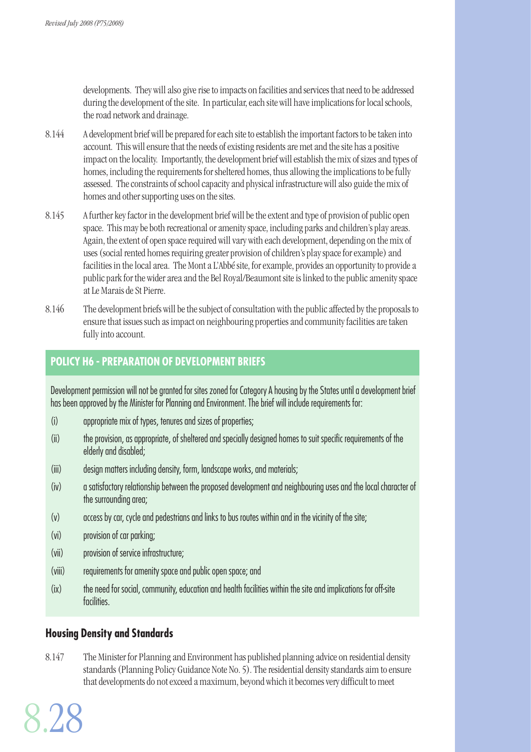developments. They will also give rise to impacts on facilities and services that need to be addressed during the development of the site. In particular, each site will have implications for local schools, the road network and drainage.

8.144 A development brief will be prepared for each site to establish the important factors to be taken into account. This will ensure that the needs of existing residents are met and the site has a positive impact on the locality. Importantly, the development brief will establish the mix of sizes and types of homes, including the requirements for sheltered homes, thus allowing the implications to be fully assessed. The constraints of school capacity and physical infrastructure will also guide the mix of homes and other supporting uses on the sites.

8.145 A further key factor in the development brief will be the extent and type of provision of public open space. This may be both recreational or amenity space, including parks and children's play areas. Again, the extent of open space required will vary with each development, depending on the mix of uses (social rented homes requiring greater provision of children's play space for example) and facilities in the local area. The Mont a L'Abbé site, for example, provides an opportunity to provide a public park for the wider area and the Bel Royal/Beaumont site is linked to the public amenity space at Le Marais de St Pierre.

8.146 The development briefs will be the subject of consultation with the public affected by the proposals to ensure that issues such as impact on neighbouring properties and community facilities are taken fully into account.

## POLICY H6 - PREPARATION OF DEVELOPMENT BRIEFS

Development permission will not be granted for sites zoned for Category A housing by the States until a development brief has been approved by the Minister for Planning and Environment. The brief will include requirements for:

- (i) appropriate mix of types, tenures and sizes of properties;
- (ii) the provision, as appropriate, of sheltered and specially designed homes to suit specific requirements of the elderly and disabled;
- (iii) design matters including density, form, landscape works, and materials;
- (iv) a satisfactory relationship between the proposed development and neighbouring uses and the local character of the surrounding area;
- (v) access by car, cycle and pedestrians and links to bus routes within and in the vicinity of the site;
- (vi) provision of car parking;
- (vii) provision of service infrastructure;
- (viii) requirements for amenity space and public open space; and
- (ix) the need for social, community, education and health facilities within the site and implications for off-site facilities.

## Housing Density and Standards

8.147 The Minister for Planning and Environment has published planning advice on residential density standards (Planning Policy Guidance Note No. 5). The residential density standards aim to ensure that developments do not exceed a maximum, beyond which it becomes very difficult to meet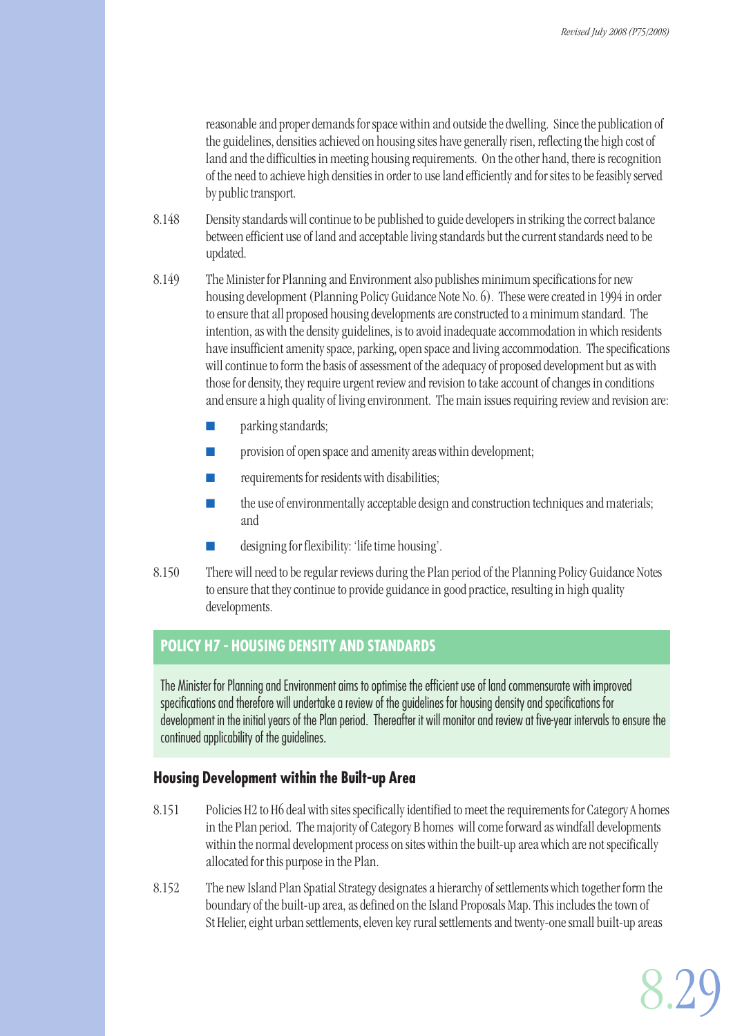reasonable and proper demands for space within and outside the dwelling. Since the publication of the guidelines, densities achieved on housing sites have generally risen, reflecting the high cost of land and the difficulties in meeting housing requirements. On the other hand, there is recognition of the need to achieve high densities in order to use land efficiently and for sites to be feasibly served by public transport.

8.148 Density standards will continue to be published to guide developers in striking the correct balance between efficient use of land and acceptable living standards but the current standards need to be updated.

8.149 The Minister for Planning and Environment also publishes minimum specifications for new housing development (Planning Policy Guidance Note No. 6). These were created in 1994 in order to ensure that all proposed housing developments are constructed to a minimum standard. The intention, as with the density guidelines, is to avoid inadequate accommodation in which residents have insufficient amenity space, parking, open space and living accommodation. The specifications will continue to form the basis of assessment of the adequacy of proposed development but as with those for density, they require urgent review and revision to take account of changes in conditions and ensure a high quality of living environment. The main issues requiring review and revision are:

- parking standards;
- provision of open space and amenity areas within development;
- requirements for residents with disabilities;
- the use of environmentally acceptable design and construction techniques and materials; and
- designing for flexibility: 'life time housing'.

8.150 There will need to be regular reviews during the Plan period of the Planning Policy Guidance Notes to ensure that they continue to provide guidance in good practice, resulting in high quality developments.

## POLICY H7 - HOUSING DENSITY AND STANDARDS

The Minister for Planning and Environment aims to optimise the efficient use of land commensurate with improved specifications and therefore will undertake a review of the guidelines for housing density and specifications for development in the initial years of the Plan period. Thereafter it will monitor and review at five-year intervals to ensure the continued applicability of the guidelines.

### Housing Development within the Built-up Area

8.151 Policies H2 to H6 deal with sites specifically identified to meet the requirements for Category A homes in the Plan period. The majority of Category B homes will come forward as windfall developments within the normal development process on sites within the built-up area which are not specifically allocated for this purpose in the Plan.

8.152 The new Island Plan Spatial Strategy designates a hierarchy of settlements which together form the boundary of the built-up area, as defined on the Island Proposals Map. This includes the town of St Helier, eight urban settlements, eleven key rural settlements and twenty-one small built-up areas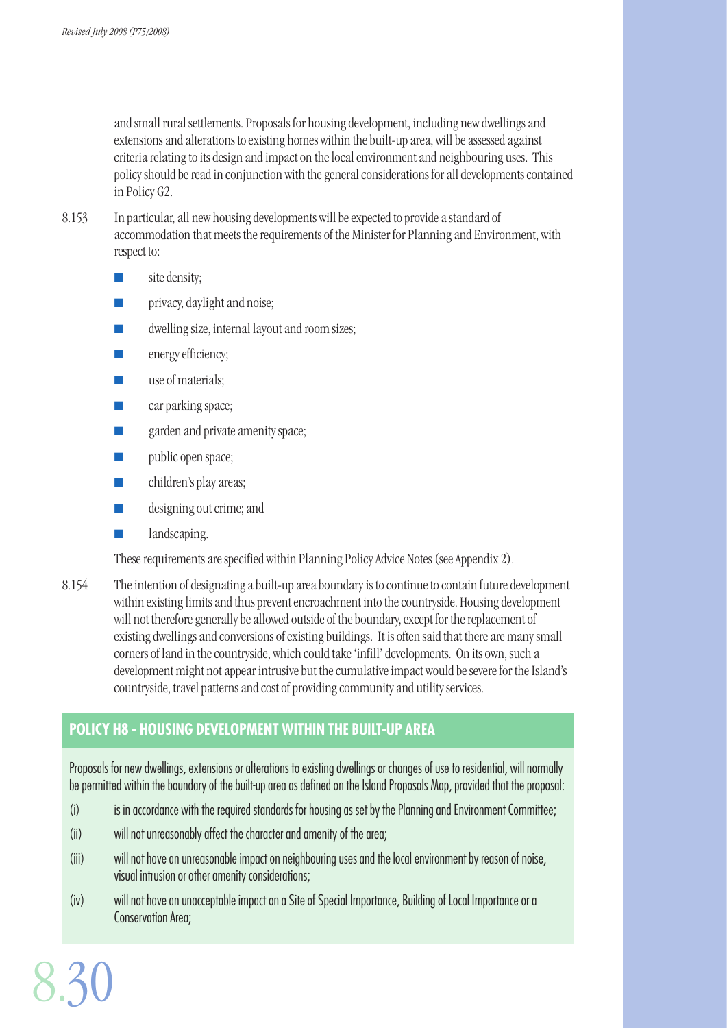and small rural settlements. Proposals for housing development, including new dwellings and extensions and alterations to existing homes within the built-up area, will be assessed against criteria relating to its design and impact on the local environment and neighbouring uses. This policy should be read in conjunction with the general considerations for all developments contained in Policy G2.

8.153 In particular, all new housing developments will be expected to provide a standard of accommodation that meets the requirements of the Minister for Planning and Environment, with respect to:

- site density;
- privacy, daylight and noise;
- dwelling size, internal layout and room sizes;
- energy efficiency;
- use of materials;
- car parking space;
- garden and private amenity space;
- public open space;
- children's play areas;
- designing out crime; and
- landscaping.

These requirements are specified within Planning Policy Advice Notes (see Appendix 2).

8.154 The intention of designating a built-up area boundary is to continue to contain future development within existing limits and thus prevent encroachment into the countryside. Housing development will not therefore generally be allowed outside of the boundary, except for the replacement of existing dwellings and conversions of existing buildings. It is often said that there are many small corners of land in the countryside, which could take 'infill' developments. On its own, such a development might not appear intrusive but the cumulative impact would be severe for the Island's countryside, travel patterns and cost of providing community and utility services.

## POLICY H8 - HOUSING DEVELOPMENT WITHIN THE BUILT-UP AREA

Proposals for new dwellings, extensions or alterations to existing dwellings or changes of use to residential, will normally be permitted within the boundary of the built-up area as defined on the Island Proposals Map, provided that the proposal:

(i) is in accordance with the required standards for housing as set by the Planning and Environment Committee;

(ii) will not unreasonably affect the character and amenity of the area;

(iii) will not have an unreasonable impact on neighbouring uses and the local environment by reason of noise, visual intrusion or other amenity considerations;

(iv) will not have an unacceptable impact on a Site of Special Importance, Building of Local Importance or a Conservation Area;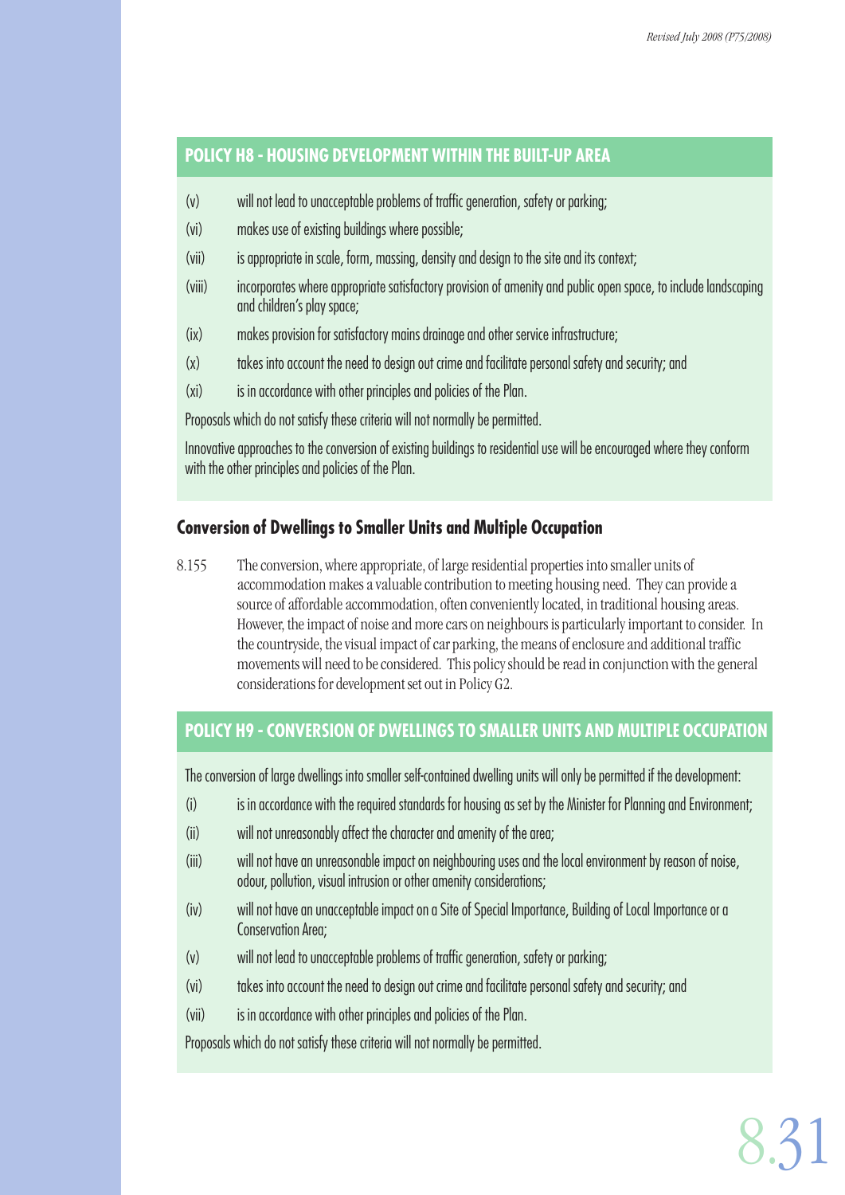## POLICY H8 - HOUSING DEVELOPMENT WITHIN THE BUILT-UP AREA

(v) will not lead to unacceptable problems of traffic generation, safety or parking;

(vi) makes use of existing buildings where possible;

(vii) is appropriate in scale, form, massing, density and design to the site and its context;

(viii) incorporates where appropriate satisfactory provision of amenity and public open space, to include landscaping and children's play space;

(ix) makes provision for satisfactory mains drainage and other service infrastructure;

(x) takes into account the need to design out crime and facilitate personal safety and security; and

(xi) is in accordance with other principles and policies of the Plan.

Proposals which do not satisfy these criteria will not normally be permitted.

Innovative approaches to the conversion of existing buildings to residential use will be encouraged where they conform with the other principles and policies of the Plan.

### Conversion of Dwellings to Smaller Units and Multiple Occupation

8.155 The conversion, where appropriate, of large residential properties into smaller units of accommodation makes a valuable contribution to meeting housing need. They can provide a source of affordable accommodation, often conveniently located, in traditional housing areas. However, the impact of noise and more cars on neighbours is particularly important to consider. In the countryside, the visual impact of car parking, the means of enclosure and additional traffic movements will need to be considered. This policy should be read in conjunction with the general considerations for development set out in Policy G2.

## POLICY H9 - CONVERSION OF DWELLINGS TO SMALLER UNITS AND MULTIPLE OCCUPATION

The conversion of large dwellings into smaller self-contained dwelling units will only be permitted if the development:

(i) is in accordance with the required standards for housing as set by the Minister for Planning and Environment;

(ii) will not unreasonably affect the character and amenity of the area;

(iii) will not have an unreasonable impact on neighbouring uses and the local environment by reason of noise, odour, pollution, visual intrusion or other amenity considerations;

(iv) will not have an unacceptable impact on a Site of Special Importance, Building of Local Importance or a Conservation Area;

(v) will not lead to unacceptable problems of traffic generation, safety or parking;

(vi) takes into account the need to design out crime and facilitate personal safety and security; and

(vii) is in accordance with other principles and policies of the Plan.

Proposals which do not satisfy these criteria will not normally be permitted.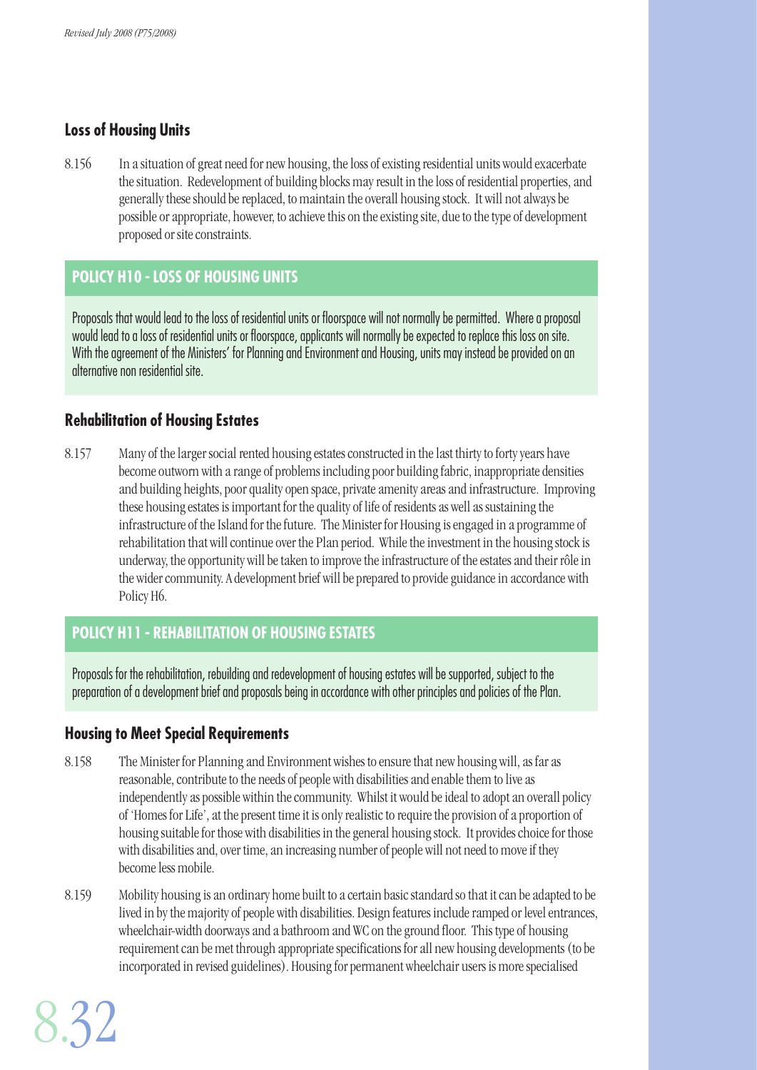## Loss of Housing Units

8.156 In a situation of great need for new housing, the loss of existing residential units would exacerbate the situation. Redevelopment of building blocks may result in the loss of residential properties, and generally these should be replaced, to maintain the overall housing stock. It will not always be possible or appropriate, however, to achieve this on the existing site, due to the type of development proposed or site constraints.

### POLICY H10 - LOSS OF HOUSING UNITS

Proposals that would lead to the loss of residential units or floorspace will not normally be permitted. Where a proposal would lead to a loss of residential units or floorspace, applicants will normally be expected to replace this loss on site. With the agreement of the Ministers' for Planning and Environment and Housing, units may instead be provided on an alternative non residential site.

## Rehabilitation of Housing Estates

8.157 Many of the larger social rented housing estates constructed in the last thirty to forty years have become outworn with a range of problems including poor building fabric, inappropriate densities and building heights, poor quality open space, private amenity areas and infrastructure. Improving these housing estates is important for the quality of life of residents as well as sustaining the infrastructure of the Island for the future. The Minister for Housing is engaged in a programme of rehabilitation that will continue over the Plan period. While the investment in the housing stock is underway, the opportunity will be taken to improve the infrastructure of the estates and their rôle in the wider community. A development brief will be prepared to provide guidance in accordance with Policy H6.

### POLICY H11 - REHABILITATION OF HOUSING ESTATES

Proposals for the rehabilitation, rebuilding and redevelopment of housing estates will be supported, subject to the preparation of a development brief and proposals being in accordance with other principles and policies of the Plan.

## Housing to Meet Special Requirements

8.158 The Minister for Planning and Environment wishes to ensure that new housing will, as far as reasonable, contribute to the needs of people with disabilities and enable them to live as independently as possible within the community. Whilst it would be ideal to adopt an overall policy of 'Homes for Life', at the present time it is only realistic to require the provision of a proportion of housing suitable for those with disabilities in the general housing stock. It provides choice for those with disabilities and, over time, an increasing number of people will not need to move if they become less mobile.

8.159 Mobility housing is an ordinary home built to a certain basic standard so that it can be adapted to be lived in by the majority of people with disabilities. Design features include ramped or level entrances, wheelchair-width doorways and a bathroom and WC on the ground floor. This type of housing requirement can be met through appropriate specifications for all new housing developments (to be incorporated in revised guidelines). Housing for permanent wheelchair users is more specialised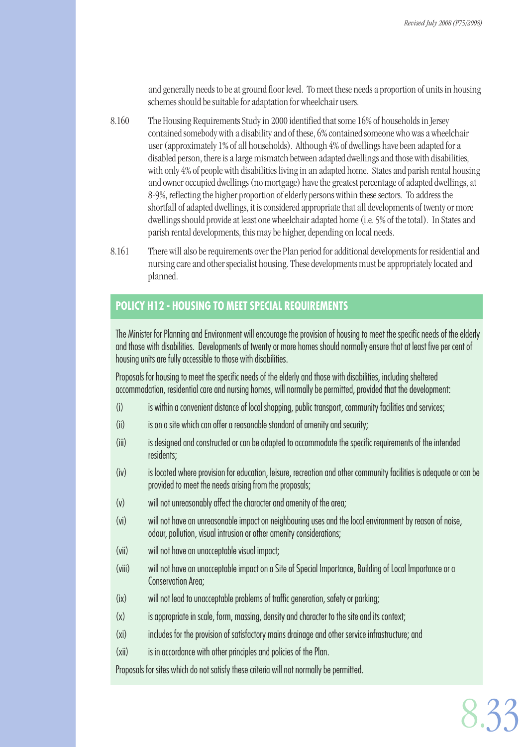and generally needs to be at ground floor level. To meet these needs a proportion of units in housing schemes should be suitable for adaptation for wheelchair users.

8.160 The Housing Requirements Study in 2000 identified that some 16% of households in Jersey contained somebody with a disability and of these, 6% contained someone who was a wheelchair user (approximately 1% of all households). Although 4% of dwellings have been adapted for a disabled person, there is a large mismatch between adapted dwellings and those with disabilities, with only 4% of people with disabilities living in an adapted home. States and parish rental housing and owner occupied dwellings (no mortgage) have the greatest percentage of adapted dwellings, at 8-9%, reflecting the higher proportion of elderly persons within these sectors. To address the shortfall of adapted dwellings, it is considered appropriate that all developments of twenty or more dwellings should provide at least one wheelchair adapted home (i.e. 5% of the total). In States and parish rental developments, this may be higher, depending on local needs.

8.161 There will also be requirements over the Plan period for additional developments for residential and nursing care and other specialist housing. These developments must be appropriately located and planned.

## POLICY H12 - HOUSING TO MEET SPECIAL REQUIREMENTS

The Minister for Planning and Environment will encourage the provision of housing to meet the specific needs of the elderly and those with disabilities. Developments of twenty or more homes should normally ensure that at least five per cent of housing units are fully accessible to those with disabilities.

Proposals for housing to meet the specific needs of the elderly and those with disabilities, including sheltered accommodation, residential care and nursing homes, will normally be permitted, provided that the development:

(i) is within a convenient distance of local shopping, public transport, community facilities and services;

(ii) is on a site which can offer a reasonable standard of amenity and security;

(iii) is designed and constructed or can be adapted to accommodate the specific requirements of the intended residents;

(iv) is located where provision for education, leisure, recreation and other community facilities is adequate or can be provided to meet the needs arising from the proposals;

(v) will not unreasonably affect the character and amenity of the area;

(vi) will not have an unreasonable impact on neighbouring uses and the local environment by reason of noise, odour, pollution, visual intrusion or other amenity considerations;

(vii) will not have an unacceptable visual impact;

(viii) will not have an unacceptable impact on a Site of Special Importance, Building of Local Importance or a Conservation Area;

(ix) will not lead to unacceptable problems of traffic generation, safety or parking;

(x) is appropriate in scale, form, massing, density and character to the site and its context;

(xi) includes for the provision of satisfactory mains drainage and other service infrastructure; and

(xii) is in accordance with other principles and policies of the Plan.

Proposals for sites which do not satisfy these criteria will not normally be permitted.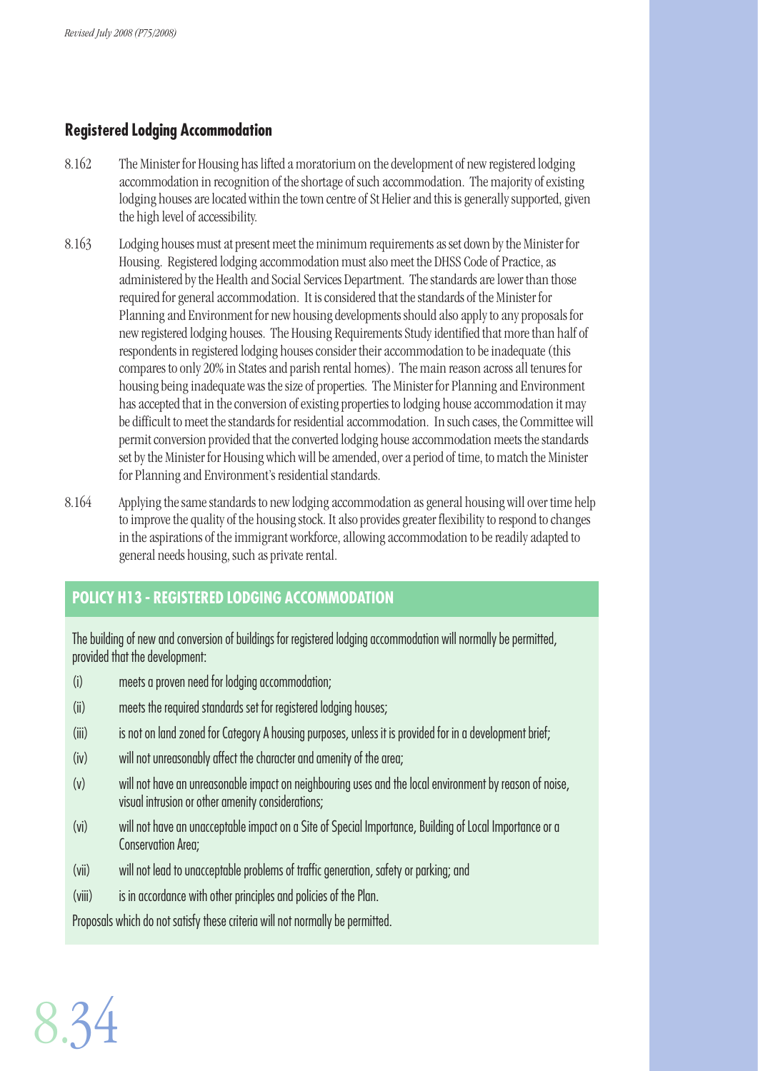## Registered Lodging Accommodation

8.162 The Minister for Housing has lifted a moratorium on the development of new registered lodging accommodation in recognition of the shortage of such accommodation. The majority of existing lodging houses are located within the town centre of St Helier and this is generally supported, given the high level of accessibility.

8.163 Lodging houses must at present meet the minimum requirements as set down by the Minister for Housing. Registered lodging accommodation must also meet the DHSS Code of Practice, as administered by the Health and Social Services Department. The standards are lower than those required for general accommodation. It is considered that the standards of the Minister for Planning and Environment for new housing developments should also apply to any proposals for new registered lodging houses. The Housing Requirements Study identified that more than half of respondents in registered lodging houses consider their accommodation to be inadequate (this compares to only 20% in States and parish rental homes). The main reason across all tenures for housing being inadequate was the size of properties. The Minister for Planning and Environment has accepted that in the conversion of existing properties to lodging house accommodation it may be difficult to meet the standards for residential accommodation. In such cases, the Committee will permit conversion provided that the converted lodging house accommodation meets the standards set by the Minister for Housing which will be amended, over a period of time, to match the Minister for Planning and Environment's residential standards.

8.164 Applying the same standards to new lodging accommodation as general housing will over time help to improve the quality of the housing stock. It also provides greater flexibility to respond to changes in the aspirations of the immigrant workforce, allowing accommodation to be readily adapted to general needs housing, such as private rental.

### POLICY H13 - REGISTERED LODGING ACCOMMODATION

The building of new and conversion of buildings for registered lodging accommodation will normally be permitted, provided that the development:

(i) meets a proven need for lodging accommodation;

(ii) meets the required standards set for registered lodging houses;

(iii) is not on land zoned for Category A housing purposes, unless it is provided for in a development brief;

(iv) will not unreasonably affect the character and amenity of the area;

(v) will not have an unreasonable impact on neighbouring uses and the local environment by reason of noise, visual intrusion or other amenity considerations;

(vi) will not have an unacceptable impact on a Site of Special Importance, Building of Local Importance or a Conservation Area;

(vii) will not lead to unacceptable problems of traffic generation, safety or parking; and

(viii) is in accordance with other principles and policies of the Plan.

Proposals which do not satisfy these criteria will not normally be permitted.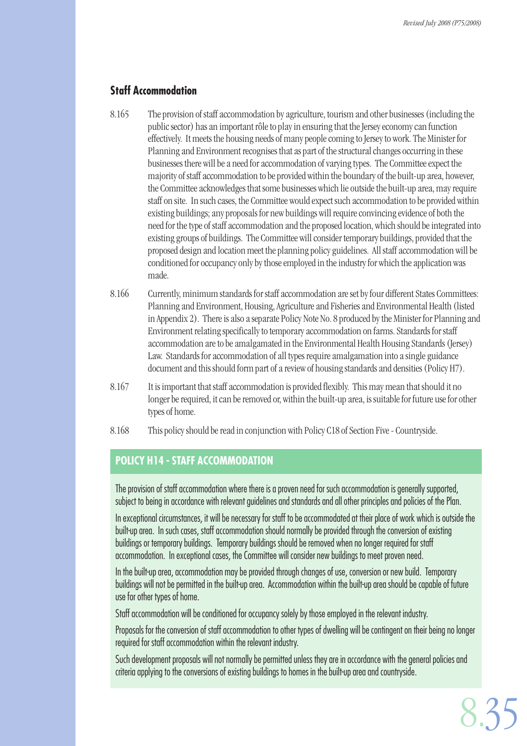## Staff Accommodation

8.165 The provision of staff accommodation by agriculture, tourism and other businesses (including the public sector) has an important rôle to play in ensuring that the Jersey economy can function effectively. It meets the housing needs of many people coming to Jersey to work. The Minister for Planning and Environment recognises that as part of the structural changes occurring in these businesses there will be a need for accommodation of varying types. The Committee expect the majority of staff accommodation to be provided within the boundary of the built-up area, however, the Committee acknowledges that some businesses which lie outside the built-up area, may require staff on site. In such cases, the Committee would expect such accommodation to be provided within existing buildings; any proposals for new buildings will require convincing evidence of both the need for the type of staff accommodation and the proposed location, which should be integrated into existing groups of buildings. The Committee will consider temporary buildings, provided that the proposed design and location meet the planning policy guidelines. All staff accommodation will be conditioned for occupancy only by those employed in the industry for which the application was made.

8.166 Currently, minimum standards for staff accommodation are set by four different States Committees: Planning and Environment, Housing, Agriculture and Fisheries and Environmental Health (listed in Appendix 2). There is also a separate Policy Note No. 8 produced by the Minister for Planning and Environment relating specifically to temporary accommodation on farms. Standards for staff accommodation are to be amalgamated in the Environmental Health Housing Standards (Jersey) Law. Standards for accommodation of all types require amalgamation into a single guidance document and this should form part of a review of housing standards and densities (Policy H7).

8.167 It is important that staff accommodation is provided flexibly. This may mean that should it no longer be required, it can be removed or, within the built-up area, is suitable for future use for other types of home.

8.168 This policy should be read in conjunction with Policy C18 of Section Five - Countryside.

### POLICY H14 - STAFF ACCOMMODATION

The provision of staff accommodation where there is a proven need for such accommodation is generally supported, subject to being in accordance with relevant guidelines and standards and all other principles and policies of the Plan.

In exceptional circumstances, it will be necessary for staff to be accommodated at their place of work which is outside the built-up area. In such cases, staff accommodation should normally be provided through the conversion of existing buildings or temporary buildings. Temporary buildings should be removed when no longer required for staff accommodation. In exceptional cases, the Committee will consider new buildings to meet proven need.

In the built-up area, accommodation may be provided through changes of use, conversion or new build. Temporary buildings will not be permitted in the built-up area. Accommodation within the built-up area should be capable of future use for other types of home.

Staff accommodation will be conditioned for occupancy solely by those employed in the relevant industry.

Proposals for the conversion of staff accommodation to other types of dwelling will be contingent on their being no longer required for staff accommodation within the relevant industry.

Such development proposals will not normally be permitted unless they are in accordance with the general policies and criteria applying to the conversions of existing buildings to homes in the built-up area and countryside.